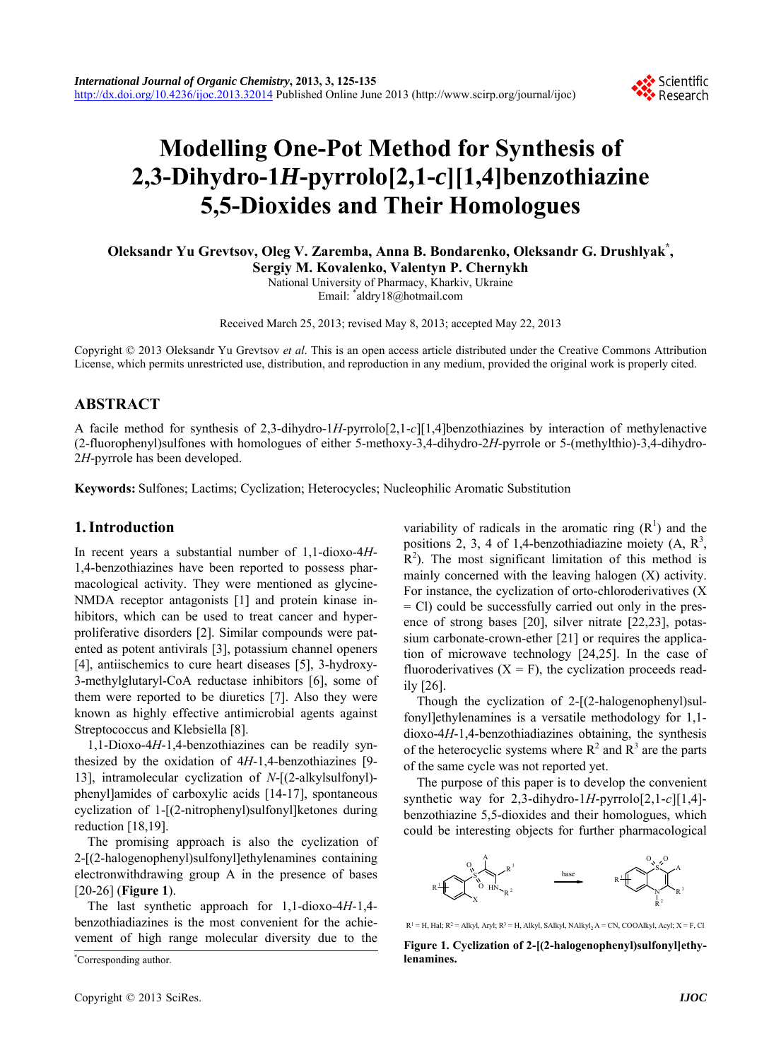# Modelling One-Pot Method for Synthesis of 2,3-Dihydro-1*H*-pyrrolo[2,1-*c*][1,4]benzothiazine 5,5-Dioxides and Their Homologues

**Oleksandr Yu Grevtsov, Oleg V. Zaremba, Anna B. Bondarenko, Oleksandr G. Drushlyak*, Sergiy M. Kovalenko, Valentyn P. Chernykh**

National University of Pharmacy, Kharkiv, Ukraine
Email: *aldry18@hotmail.com

Received March 25, 2013; revised May 8, 2013; accepted May 22, 2013

Copyright © 2013 Oleksandr Yu Grevtsov *et al*. This is an open access article distributed under the Creative Commons Attribution License, which permits unrestricted use, distribution, and reproduction in any medium, provided the original work is properly cited.

## ABSTRACT

A facile method for synthesis of 2,3-dihydro-1*H*-pyrrolo[2,1-*c*][1,4]benzothiazines by interaction of methylenactive (2-fluorophenyl)sulfones with homologues of either 5-methoxy-3,4-dihydro-2*H*-pyrrole or 5-(methylthio)-3,4-dihydro-2*H*-pyrrole has been developed.

**Keywords:** Sulfones; Lactims; Cyclization; Heterocycles; Nucleophilic Aromatic Substitution

## 1. Introduction

In recent years a substantial number of 1,1-dioxo-4*H*-1,4-benzothiazines have been reported to possess pharmacological activity. They were mentioned as glycine-NMDA receptor antagonists [1] and protein kinase inhibitors, which can be used to treat cancer and hyperproliferative disorders [2]. Similar compounds were patented as potent antivirals [3], potassium channel openers [4], antiischemics to cure heart diseases [5], 3-hydroxy-3-methylglutaryl-CoA reductase inhibitors [6], some of them were reported to be diuretics [7]. Also they were known as highly effective antimicrobial agents against Streptococcus and Klebsiella [8].

1,1-Dioxo-4*H*-1,4-benzothiazines can be readily synthesized by the oxidation of 4*H*-1,4-benzothiazines [9-13], intramolecular cyclization of *N*-[(2-alkylsulfonyl)-phenyl]amides of carboxylic acids [14-17], spontaneous cyclization of 1-[(2-nitrophenyl)sulfonyl]ketones during reduction [18,19].

The promising approach is also the cyclization of 2-[(2-halogenophenyl)sulfonyl]ethylenamines containing electronwithdrawing group A in the presence of bases [20-26] (**Figure 1**).

The last synthetic approach for 1,1-dioxo-4*H*-1,4-benzothiadiazines is the most convenient for the achievement of high range molecular diversity due to the variability of radicals in the aromatic ring ($R^1$) and the positions 2, 3, 4 of 1,4-benzothiadiazine moiety (A, $R^3$, $R^2$). The most significant limitation of this method is mainly concerned with the leaving halogen (X) activity. For instance, the cyclization of ortho-chloroderivatives (X = Cl) could be successfully carried out only in the presence of strong bases [20], silver nitrate [22,23], potassium carbonate-crown-ether [21] or requires the application of microwave technology [24,25]. In the case of fluoroderivatives (X = F), the cyclization proceeds readily [26].

Though the cyclization of 2-[(2-halogenophenyl)sulfonyl]ethylenamines is a versatile methodology for 1,1-dioxo-4*H*-1,4-benzothiadiazines obtaining, the synthesis of the heterocyclic systems where $R^2$ and $R^3$ are the parts of the same cycle was not reported yet.

The purpose of this paper is to develop the convenient synthetic way for 2,3-dihydro-1*H*-pyrrolo[2,1-*c*][1,4]-benzothiazine 5,5-dioxides and their homologues, which could be interesting objects for further pharmacological

$R^1$ = H, Hal; $R^2$ = Alkyl, Aryl; $R^3$ = H, Alkyl, SAlkyl, $NAlkyl_2$ A = CN, COOAlkyl, Acyl; X = F, Cl

**Figure 1. Cyclization of 2-[(2-halogenophenyl)sulfonyl]ethylenamines.**

*Corresponding author.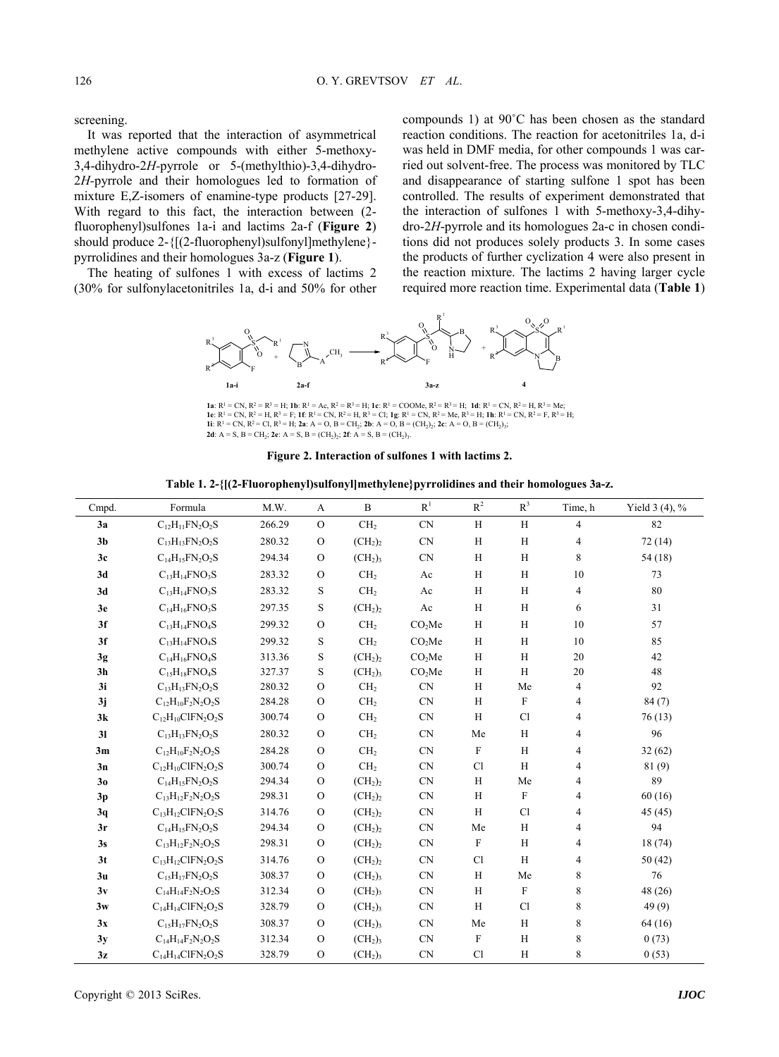screening.

It was reported that the interaction of asymmetrical methylene active compounds with either 5-methoxy-3,4-dihydro-2*H*-pyrrole or 5-(methylthio)-3,4-dihydro-2*H*-pyrrole and their homologues led to formation of mixture E,Z-isomers of enamine-type products [27-29]. With regard to this fact, the interaction between (2-fluorophenyl)sulfones 1a-i and lactims 2a-f (**Figure 2**) should produce 2-{[(2-fluorophenyl)sulfonyl]methylene}-pyrrolidines and their homologues 3a-z (**Figure 1**).

The heating of sulfones 1 with excess of lactims 2 (30% for sulfonylacetonitriles 1a, d-i and 50% for other compounds 1) at 90˚C has been chosen as the standard reaction conditions. The reaction for acetonitriles 1a, d-i was held in DMF media, for other compounds 1 was carried out solvent-free. The process was monitored by TLC and disappearance of starting sulfone 1 spot has been controlled. The results of experiment demonstrated that the interaction of sulfones 1 with 5-methoxy-3,4-dihydro-2*H*-pyrrole and its homologues 2a-c in chosen conditions did not produces solely products 3. In some cases the products of further cyclization 4 were also present in the reaction mixture. The lactims 2 having larger cycle required more reaction time. Experimental data (**Table 1**)

**1a**: $R^1$ = CN, $R^2$ = $R^3$ = H; **1b**: $R^1$ = Ac, $R^2$ = $R^3$ = H; **1c**: $R^1$ = COOMe, $R^2$ = $R^3$ = H; **1d**: $R^1$ = CN, $R^2$ = H, $R^3$ = Me; **1e**: $R^1$ = CN, $R^2$ = H, $R^3$ = F; **1f**: $R^1$ = CN, $R^2$ = H, $R^3$ = Cl; **1g**: $R^1$ = CN, $R^2$ = Me, $R^3$ = H; **1h**: $R^1$ = CN, $R^2$ = F, $R^3$ = H; **1i**: $R^1$ = CN, $R^2$ = Cl, $R^3$ = H; **2a**: A = O, B = $CH_2$; **2b**: A = O, B = $(CH_2)_2$; **2c**: A = O, B = $(CH_2)_3$; **2d**: A = S, B = $CH_2$; **2e**: A = S, B = $(CH_2)_2$; **2f**: A = S, B = $(CH_2)_3$.

**Figure 2. Interaction of sulfones 1 with lactims 2.**

**Table 1. 2-{[(2-Fluorophenyl)sulfonyl]methylene}pyrrolidines and their homologues 3a-z.**

| Cmpd. | Formula | M.W. | A | B | $R^1$ | $R^2$ | $R^3$ | Time, h | Yield 3 (4), % |
|---|---|---|---|---|---|---|---|---|---|
| **3a** | $C_{12}H_{11}FN_2O_2S$ | 266.29 | O | $CH_2$ | CN | H | H | 4 | 82 |
| **3b** | $C_{13}H_{13}FN_2O_2S$ | 280.32 | O | $(CH_2)_2$ | CN | H | H | 4 | 72 (14) |
| **3c** | $C_{14}H_{15}FN_2O_2S$ | 294.34 | O | $(CH_2)_3$ | CN | H | H | 8 | 54 (18) |
| **3d** | $C_{13}H_{14}FNO_3S$ | 283.32 | O | $CH_2$ | Ac | H | H | 10 | 73 |
| **3d** | $C_{13}H_{14}FNO_3S$ | 283.32 | S | $CH_2$ | Ac | H | H | 4 | 80 |
| **3e** | $C_{14}H_{16}FNO_3S$ | 297.35 | S | $(CH_2)_2$ | Ac | H | H | 6 | 31 |
| **3f** | $C_{13}H_{14}FNO_4S$ | 299.32 | O | $CH_2$ | $CO_2Me$ | H | H | 10 | 57 |
| **3f** | $C_{13}H_{14}FNO_4S$ | 299.32 | S | $CH_2$ | $CO_2Me$ | H | H | 10 | 85 |
| **3g** | $C_{14}H_{16}FNO_4S$ | 313.36 | S | $(CH_2)_2$ | $CO_2Me$ | H | H | 20 | 42 |
| **3h** | $C_{15}H_{18}FNO_4S$ | 327.37 | S | $(CH_2)_3$ | $CO_2Me$ | H | H | 20 | 48 |
| **3i** | $C_{13}H_{13}FN_2O_2S$ | 280.32 | O | $CH_2$ | CN | H | Me | 4 | 92 |
| **3j** | $C_{12}H_{10}F_2N_2O_2S$ | 284.28 | O | $CH_2$ | CN | H | F | 4 | 84 (7) |
| **3k** | $C_{12}H_{10}ClFN_2O_2S$ | 300.74 | O | $CH_2$ | CN | H | Cl | 4 | 76 (13) |
| **3l** | $C_{13}H_{13}FN_2O_2S$ | 280.32 | O | $CH_2$ | CN | Me | H | 4 | 96 |
| **3m** | $C_{12}H_{10}F_2N_2O_2S$ | 284.28 | O | $CH_2$ | CN | F | H | 4 | 32 (62) |
| **3n** | $C_{12}H_{10}ClFN_2O_2S$ | 300.74 | O | $CH_2$ | CN | Cl | H | 4 | 81 (9) |
| **3o** | $C_{14}H_{15}FN_2O_2S$ | 294.34 | O | $(CH_2)_2$ | CN | H | Me | 4 | 89 |
| **3p** | $C_{13}H_{12}F_2N_2O_2S$ | 298.31 | O | $(CH_2)_2$ | CN | H | F | 4 | 60 (16) |
| **3q** | $C_{13}H_{12}ClFN_2O_2S$ | 314.76 | O | $(CH_2)_2$ | CN | H | Cl | 4 | 45 (45) |
| **3r** | $C_{14}H_{15}FN_2O_2S$ | 294.34 | O | $(CH_2)_2$ | CN | Me | H | 4 | 94 |
| **3s** | $C_{13}H_{12}F_2N_2O_2S$ | 298.31 | O | $(CH_2)_2$ | CN | F | H | 4 | 18 (74) |
| **3t** | $C_{13}H_{12}ClFN_2O_2S$ | 314.76 | O | $(CH_2)_2$ | CN | Cl | H | 4 | 50 (42) |
| **3u** | $C_{15}H_{17}FN_2O_2S$ | 308.37 | O | $(CH_2)_3$ | CN | H | Me | 8 | 76 |
| **3v** | $C_{14}H_{14}F_2N_2O_2S$ | 312.34 | O | $(CH_2)_3$ | CN | H | F | 8 | 48 (26) |
| **3w** | $C_{14}H_{14}ClFN_2O_2S$ | 328.79 | O | $(CH_2)_3$ | CN | H | Cl | 8 | 49 (9) |
| **3x** | $C_{15}H_{17}FN_2O_2S$ | 308.37 | O | $(CH_2)_3$ | CN | Me | H | 8 | 64 (16) |
| **3y** | $C_{14}H_{14}F_2N_2O_2S$ | 312.34 | O | $(CH_2)_3$ | CN | F | H | 8 | 0 (73) |
| **3z** | $C_{14}H_{14}ClFN_2O_2S$ | 328.79 | O | $(CH_2)_3$ | CN | Cl | H | 8 | 0 (53) |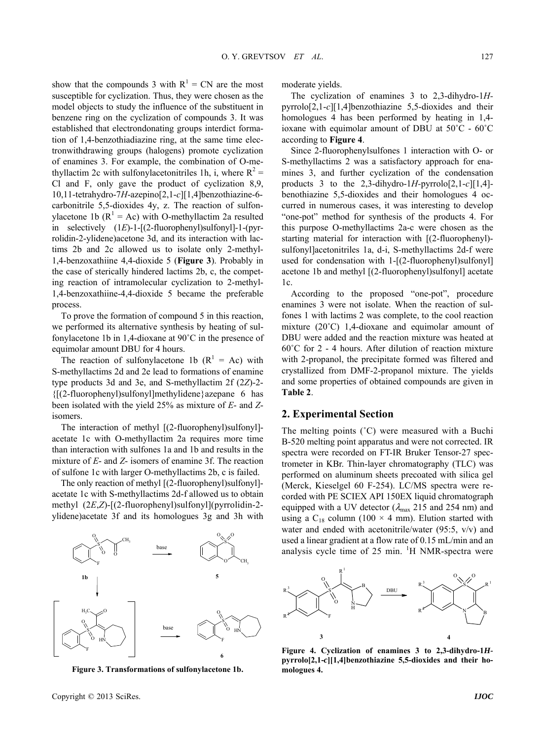show that the compounds 3 with $R^1$ = CN are the most susceptible for cyclization. Thus, they were chosen as the model objects to study the influence of the substituent in benzene ring on the cyclization of compounds 3. It was established that electrondonating groups interdict formation of 1,4-benzothiadiazine ring, at the same time electronwithdrawing groups (halogens) promote cyclization of enamines 3. For example, the combination of O-methyllactim 2c with sulfonylacetonitriles 1h, i, where $R^2$ = Cl and F, only gave the product of cyclization 8,9,10,11-tetrahydro-7*H*-azepino[2,1-*c*][1,4]benzothiazine-6-carbonitrile 5,5-dioxides 4y, z. The reaction of sulfonylacetone 1b ($R^1$ = Ac) with O-methyllactim 2a resulted in selectively (1*E*)-1-[(2-fluorophenyl)sulfonyl]-1-(pyrrolidin-2-ylidene)acetone 3d, and its interaction with lactims 2b and 2c allowed us to isolate only 2-methyl-1,4-benzoxathiine 4,4-dioxide 5 (**Figure 3**). Probably in the case of sterically hindered lactims 2b, c, the competing reaction of intramolecular cyclization to 2-methyl-1,4-benzoxathiine-4,4-dioxide 5 became the preferable process.

To prove the formation of compound 5 in this reaction, we performed its alternative synthesis by heating of sulfonylacetone 1b in 1,4-dioxane at 90˚C in the presence of equimolar amount DBU for 4 hours.

The reaction of sulfonylacetone 1b ($R^1$ = Ac) with S-methyllactims 2d and 2e lead to formations of enamine type products 3d and 3e, and S-methyllactim 2f (2*Z*)-2-{[(2-fluorophenyl)sulfonyl]methylidene}azepane 6 has been isolated with the yield 25% as mixture of *E*- and *Z*-isomers.

The interaction of methyl [(2-fluorophenyl)sulfonyl]-acetate 1c with O-methyllactim 2a requires more time than interaction with sulfones 1a and 1b and results in the mixture of *E*- and *Z*- isomers of enamine 3f. The reaction of sulfone 1c with larger O-methyllactims 2b, c is failed.

The only reaction of methyl [(2-fluorophenyl)sulfonyl]-acetate 1c with S-methyllactims 2d-f allowed us to obtain methyl (2*E*,*Z*)-[(2-fluorophenyl)sulfonyl](pyrrolidin-2-ylidene)acetate 3f and its homologues 3g and 3h with moderate yields.

**Figure 3. Transformations of sulfonylacetone 1b.**

The cyclization of enamines 3 to 2,3-dihydro-1*H*-pyrrolo[2,1-*c*][1,4]benzothiazine 5,5-dioxides and their homologues 4 has been performed by heating in 1,4-ioxane with equimolar amount of DBU at 50˚C - 60˚C according to **Figure 4**.

Since 2-fluorophenylsulfones 1 interaction with O- or S-methyllactims 2 was a satisfactory approach for enamines 3, and further cyclization of the condensation products 3 to the 2,3-dihydro-1*H*-pyrrolo[2,1-*c*][1,4]-benothiazine 5,5-dioxides and their homologues 4 occurred in numerous cases, it was interesting to develop "one-pot" method for synthesis of the products 4. For this purpose O-methyllactims 2a-c were chosen as the starting material for interaction with [(2-fluorophenyl)-sulfonyl]acetonitriles 1a, d-i, S-methyllactims 2d-f were used for condensation with 1-[(2-fluorophenyl)sulfonyl] acetone 1b and methyl [(2-fluorophenyl)sulfonyl] acetate 1c.

According to the proposed "one-pot", procedure enamines 3 were not isolate. When the reaction of sulfones 1 with lactims 2 was complete, to the cool reaction mixture (20˚C) 1,4-dioxane and equimolar amount of DBU were added and the reaction mixture was heated at 60˚C for 2 - 4 hours. After dilution of reaction mixture with 2-propanol, the precipitate formed was filtered and crystallized from DMF-2-propanol mixture. The yields and some properties of obtained compounds are given in **Table 2**.

## 2. Experimental Section

The melting points (˚C) were measured with a Buchi B-520 melting point apparatus and were not corrected. IR spectra were recorded on FT-IR Bruker Tensor-27 spectrometer in KBr. Thin-layer chromatography (TLC) was performed on aluminum sheets precoated with silica gel (Merck, Kieselgel 60 F-254). LC/MS spectra were recorded with PE SCIEX API 150EX liquid chromatograph equipped with a UV detector ($\lambda_{max}$ 215 and 254 nm) and using a $C_{18}$ column (100 × 4 mm). Elution started with water and ended with acetonitrile/water (95:5, v/v) and used a linear gradient at a flow rate of 0.15 mL/min and an analysis cycle time of 25 min. $^1$H NMR-spectra were

**Figure 4. Cyclization of enamines 3 to 2,3-dihydro-1*H*-pyrrolo[2,1-*c*][1,4]benzothiazine 5,5-dioxides and their homologues 4.**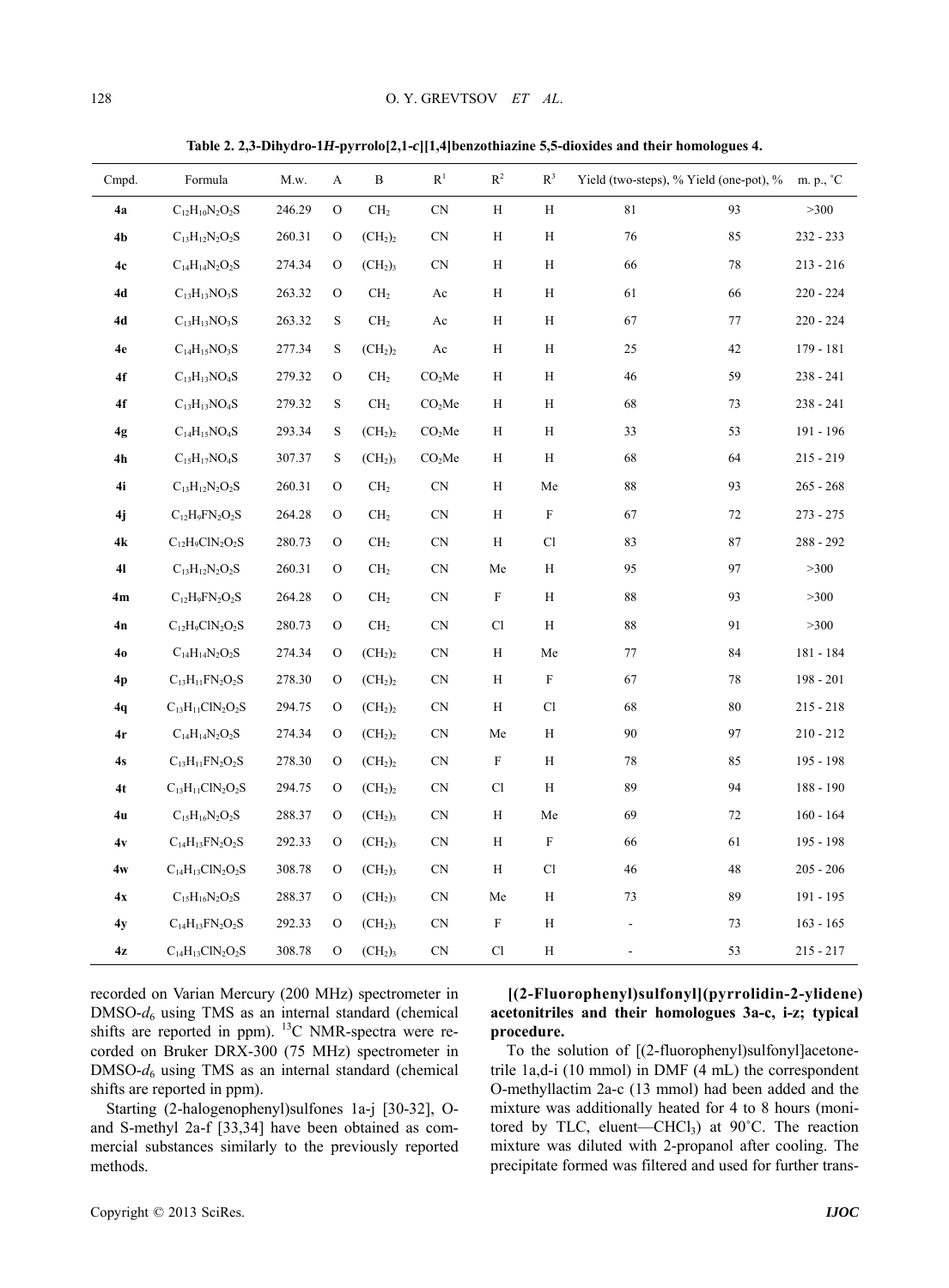**Table 2. 2,3-Dihydro-1*H*-pyrrolo[2,1-*c*][1,4]benzothiazine 5,5-dioxides and their homologues 4.**

| Cmpd. | Formula | M.w. | A | B | $R^1$ | $R^2$ | $R^3$ | Yield (two-steps), % | Yield (one-pot), % | m. p., ˚C |
|---|---|---|---|---|---|---|---|---|---|---|
| **4a** | $C_{12}H_{10}N_2O_2S$ | 246.29 | O | $CH_2$ | CN | H | H | 81 | 93 | >300 |
| **4b** | $C_{13}H_{12}N_2O_2S$ | 260.31 | O | $(CH_2)_2$ | CN | H | H | 76 | 85 | 232 - 233 |
| **4c** | $C_{14}H_{14}N_2O_2S$ | 274.34 | O | $(CH_2)_3$ | CN | H | H | 66 | 78 | 213 - 216 |
| **4d** | $C_{13}H_{13}NO_3S$ | 263.32 | O | $CH_2$ | Ac | H | H | 61 | 66 | 220 - 224 |
| **4d** | $C_{13}H_{13}NO_3S$ | 263.32 | S | $CH_2$ | Ac | H | H | 67 | 77 | 220 - 224 |
| **4e** | $C_{14}H_{15}NO_3S$ | 277.34 | S | $(CH_2)_2$ | Ac | H | H | 25 | 42 | 179 - 181 |
| **4f** | $C_{13}H_{13}NO_4S$ | 279.32 | O | $CH_2$ | $CO_2Me$ | H | H | 46 | 59 | 238 - 241 |
| **4f** | $C_{13}H_{13}NO_4S$ | 279.32 | S | $CH_2$ | $CO_2Me$ | H | H | 68 | 73 | 238 - 241 |
| **4g** | $C_{14}H_{15}NO_4S$ | 293.34 | S | $(CH_2)_2$ | $CO_2Me$ | H | H | 33 | 53 | 191 - 196 |
| **4h** | $C_{15}H_{17}NO_4S$ | 307.37 | S | $(CH_2)_3$ | $CO_2Me$ | H | H | 68 | 64 | 215 - 219 |
| **4i** | $C_{13}H_{12}N_2O_2S$ | 260.31 | O | $CH_2$ | CN | H | Me | 88 | 93 | 265 - 268 |
| **4j** | $C_{12}H_9FN_2O_2S$ | 264.28 | O | $CH_2$ | CN | H | F | 67 | 72 | 273 - 275 |
| **4k** | $C_{12}H_9ClN_2O_2S$ | 280.73 | O | $CH_2$ | CN | H | Cl | 83 | 87 | 288 - 292 |
| **4l** | $C_{13}H_{12}N_2O_2S$ | 260.31 | O | $CH_2$ | CN | Me | H | 95 | 97 | >300 |
| **4m** | $C_{12}H_9FN_2O_2S$ | 264.28 | O | $CH_2$ | CN | F | H | 88 | 93 | >300 |
| **4n** | $C_{12}H_9ClN_2O_2S$ | 280.73 | O | $CH_2$ | CN | Cl | H | 88 | 91 | >300 |
| **4o** | $C_{14}H_{14}N_2O_2S$ | 274.34 | O | $(CH_2)_2$ | CN | H | Me | 77 | 84 | 181 - 184 |
| **4p** | $C_{13}H_{11}FN_2O_2S$ | 278.30 | O | $(CH_2)_2$ | CN | H | F | 67 | 78 | 198 - 201 |
| **4q** | $C_{13}H_{11}ClN_2O_2S$ | 294.75 | O | $(CH_2)_2$ | CN | H | Cl | 68 | 80 | 215 - 218 |
| **4r** | $C_{14}H_{14}N_2O_2S$ | 274.34 | O | $(CH_2)_2$ | CN | Me | H | 90 | 97 | 210 - 212 |
| **4s** | $C_{13}H_{11}FN_2O_2S$ | 278.30 | O | $(CH_2)_2$ | CN | F | H | 78 | 85 | 195 - 198 |
| **4t** | $C_{13}H_{11}ClN_2O_2S$ | 294.75 | O | $(CH_2)_2$ | CN | Cl | H | 89 | 94 | 188 - 190 |
| **4u** | $C_{15}H_{16}N_2O_2S$ | 288.37 | O | $(CH_2)_3$ | CN | H | Me | 69 | 72 | 160 - 164 |
| **4v** | $C_{14}H_{13}FN_2O_2S$ | 292.33 | O | $(CH_2)_3$ | CN | H | F | 66 | 61 | 195 - 198 |
| **4w** | $C_{14}H_{13}ClN_2O_2S$ | 308.78 | O | $(CH_2)_3$ | CN | H | Cl | 46 | 48 | 205 - 206 |
| **4x** | $C_{15}H_{16}N_2O_2S$ | 288.37 | O | $(CH_2)_3$ | CN | Me | H | 73 | 89 | 191 - 195 |
| **4y** | $C_{14}H_{13}FN_2O_2S$ | 292.33 | O | $(CH_2)_3$ | CN | F | H | - | 73 | 163 - 165 |
| **4z** | $C_{14}H_{13}ClN_2O_2S$ | 308.78 | O | $(CH_2)_3$ | CN | Cl | H | - | 53 | 215 - 217 |

recorded on Varian Mercury (200 MHz) spectrometer in DMSO-$d_6$ using TMS as an internal standard (chemical shifts are reported in ppm). $^{13}C$ NMR-spectra were recorded on Bruker DRX-300 (75 MHz) spectrometer in DMSO-$d_6$ using TMS as an internal standard (chemical shifts are reported in ppm).

Starting (2-halogenophenyl)sulfones 1a-j [30-32], O- and S-methyl 2a-f [33,34] have been obtained as commercial substances similarly to the previously reported methods.

**[(2-Fluorophenyl)sulfonyl](pyrrolidin-2-ylidene) acetonitriles and their homologues 3a-c, i-z; typical procedure.**

To the solution of [(2-fluorophenyl)sulfonyl]acetonitrile 1a,d-i (10 mmol) in DMF (4 mL) the correspondent O-methyllactim 2a-c (13 mmol) had been added and the mixture was additionally heated for 4 to 8 hours (monitored by TLC, eluent—$CHCl_3$) at 90˚C. The reaction mixture was diluted with 2-propanol after cooling. The precipitate formed was filtered and used for further trans-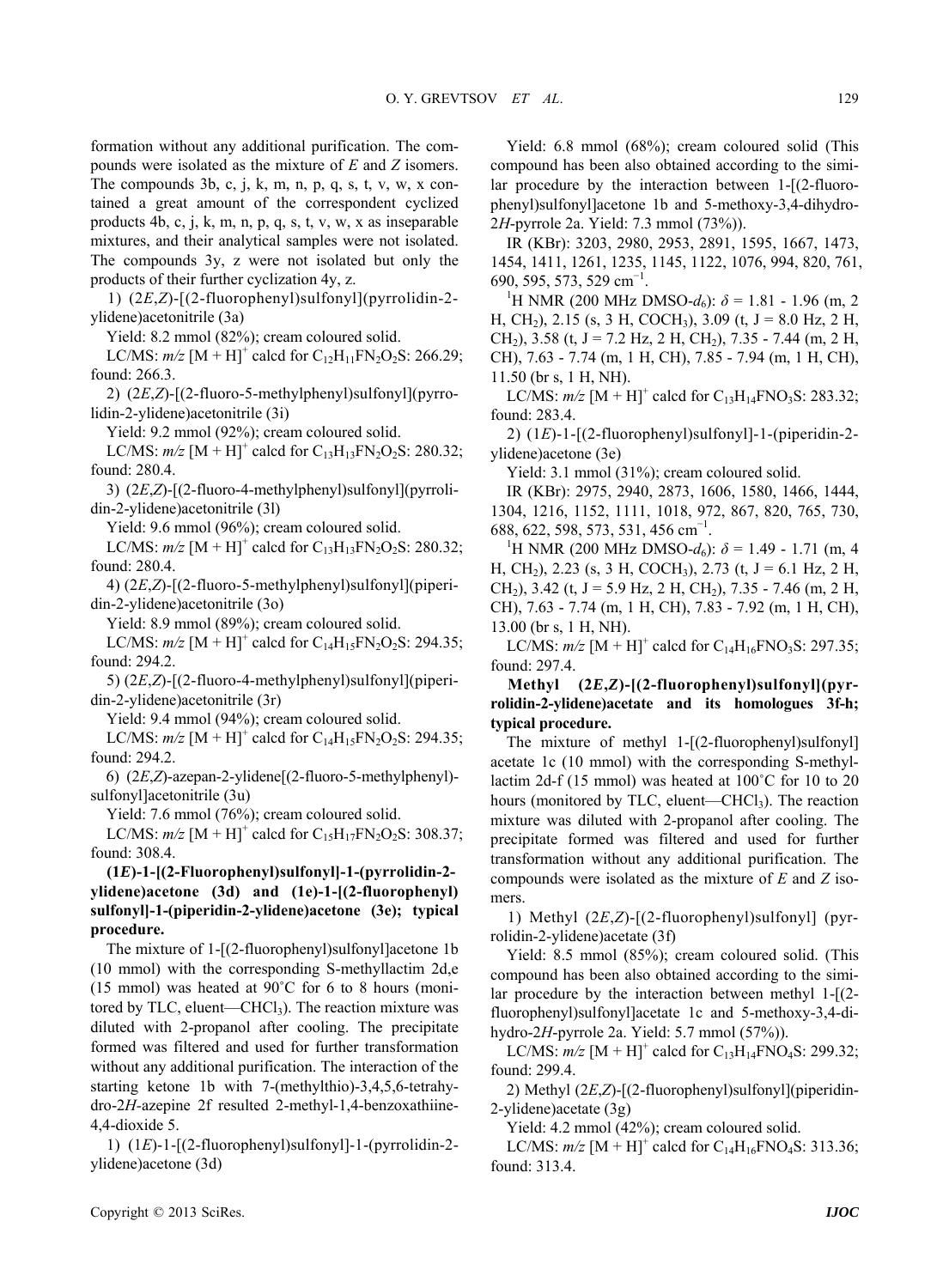formation without any additional purification. The compounds were isolated as the mixture of *E* and *Z* isomers. The compounds 3b, c, j, k, m, n, p, q, s, t, v, w, x contained a great amount of the correspondent cyclized products 4b, c, j, k, m, n, p, q, s, t, v, w, x as inseparable mixtures, and their analytical samples were not isolated. The compounds 3y, z were not isolated but only the products of their further cyclization 4y, z.

1) (2*E*,*Z*)-[(2-fluorophenyl)sulfonyl](pyrrolidin-2-ylidene)acetonitrile (3a)

Yield: 8.2 mmol (82%); cream coloured solid.

LC/MS: *m/z* $[M + H]^+$ calcd for $C_{12}H_{11}FN_2O_2S$: 266.29; found: 266.3.

2) (2*E*,*Z*)-[(2-fluoro-5-methylphenyl)sulfonyl](pyrrolidin-2-ylidene)acetonitrile (3i)

Yield: 9.2 mmol (92%); cream coloured solid.

LC/MS: *m/z* $[M + H]^+$ calcd for $C_{13}H_{13}FN_2O_2S$: 280.32; found: 280.4.

3) (2*E*,*Z*)-[(2-fluoro-4-methylphenyl)sulfonyl](pyrrolidin-2-ylidene)acetonitrile (3l)

Yield: 9.6 mmol (96%); cream coloured solid.

LC/MS: *m/z* $[M + H]^+$ calcd for $C_{13}H_{13}FN_2O_2S$: 280.32; found: 280.4.

4) (2*E*,*Z*)-[(2-fluoro-5-methylphenyl)sulfonyl](piperidin-2-ylidene)acetonitrile (3o)

Yield: 8.9 mmol (89%); cream coloured solid.

LC/MS: *m/z* $[M + H]^+$ calcd for $C_{14}H_{15}FN_2O_2S$: 294.35; found: 294.2.

5) (2*E*,*Z*)-[(2-fluoro-4-methylphenyl)sulfonyl](piperidin-2-ylidene)acetonitrile (3r)

Yield: 9.4 mmol (94%); cream coloured solid.

LC/MS: *m/z* $[M + H]^+$ calcd for $C_{14}H_{15}FN_2O_2S$: 294.35; found: 294.2.

6) (2*E*,*Z*)-azepan-2-ylidene[(2-fluoro-5-methylphenyl)-sulfonyl]acetonitrile (3u)

Yield: 7.6 mmol (76%); cream coloured solid.

LC/MS: *m/z* $[M + H]^+$ calcd for $C_{15}H_{17}FN_2O_2S$: 308.37; found: 308.4.

**(1*E*)-1-[(2-Fluorophenyl)sulfonyl]-1-(pyrrolidin-2-ylidene)acetone (3d) and (1e)-1-[(2-fluorophenyl) sulfonyl]-1-(piperidin-2-ylidene)acetone (3e); typical procedure.**

The mixture of 1-[(2-fluorophenyl)sulfonyl]acetone 1b (10 mmol) with the corresponding S-methyllactim 2d,e (15 mmol) was heated at 90˚C for 6 to 8 hours (monitored by TLC, eluent—$CHCl_3$). The reaction mixture was diluted with 2-propanol after cooling. The precipitate formed was filtered and used for further transformation without any additional purification. The interaction of the starting ketone 1b with 7-(methylthio)-3,4,5,6-tetrahydro-2*H*-azepine 2f resulted 2-methyl-1,4-benzoxathiine-4,4-dioxide 5.

1) (1*E*)-1-[(2-fluorophenyl)sulfonyl]-1-(pyrrolidin-2-ylidene)acetone (3d)

Yield: 6.8 mmol (68%); cream coloured solid (This compound has been also obtained according to the similar procedure by the interaction between 1-[(2-fluorophenyl)sulfonyl]acetone 1b and 5-methoxy-3,4-dihydro-2*H*-pyrrole 2a. Yield: 7.3 mmol (73%)).

IR (KBr): 3203, 2980, 2953, 2891, 1595, 1667, 1473, 1454, 1411, 1261, 1235, 1145, 1122, 1076, 994, 820, 761, 690, 595, 573, 529 $cm^{-1}$.

$^1H$ NMR (200 MHz DMSO-$d_6$): $\delta$ = 1.81 - 1.96 (m, 2 H, $CH_2$), 2.15 (s, 3 H, $COCH_3$), 3.09 (t, J = 8.0 Hz, 2 H, $CH_2$), 3.58 (t, J = 7.2 Hz, 2 H, $CH_2$), 7.35 - 7.44 (m, 2 H, CH), 7.63 - 7.74 (m, 1 H, CH), 7.85 - 7.94 (m, 1 H, CH), 11.50 (br s, 1 H, NH).

LC/MS: *m/z* $[M + H]^+$ calcd for $C_{13}H_{14}FNO_3S$: 283.32; found: 283.4.

2) (1*E*)-1-[(2-fluorophenyl)sulfonyl]-1-(piperidin-2-ylidene)acetone (3e)

Yield: 3.1 mmol (31%); cream coloured solid.

IR (KBr): 2975, 2940, 2873, 1606, 1580, 1466, 1444, 1304, 1216, 1152, 1111, 1018, 972, 867, 820, 765, 730, 688, 622, 598, 573, 531, 456 $cm^{-1}$.

$^1H$ NMR (200 MHz DMSO-$d_6$): $\delta$ = 1.49 - 1.71 (m, 4 H, $CH_2$), 2.23 (s, 3 H, $COCH_3$), 2.73 (t, J = 6.1 Hz, 2 H, $CH_2$), 3.42 (t, J = 5.9 Hz, 2 H, $CH_2$), 7.35 - 7.46 (m, 2 H, CH), 7.63 - 7.74 (m, 1 H, CH), 7.83 - 7.92 (m, 1 H, CH), 13.00 (br s, 1 H, NH).

LC/MS: *m/z* $[M + H]^+$ calcd for $C_{14}H_{16}FNO_3S$: 297.35; found: 297.4.

**Methyl (2*E*,*Z*)-[(2-fluorophenyl)sulfonyl](pyrrolidin-2-ylidene)acetate and its homologues 3f-h; typical procedure.**

The mixture of methyl 1-[(2-fluorophenyl)sulfonyl] acetate 1c (10 mmol) with the corresponding S-methyllactim 2d-f (15 mmol) was heated at 100˚C for 10 to 20 hours (monitored by TLC, eluent—$CHCl_3$). The reaction mixture was diluted with 2-propanol after cooling. The precipitate formed was filtered and used for further transformation without any additional purification. The compounds were isolated as the mixture of *E* and *Z* isomers.

1) Methyl (2*E*,*Z*)-[(2-fluorophenyl)sulfonyl] (pyrrolidin-2-ylidene)acetate (3f)

Yield: 8.5 mmol (85%); cream coloured solid. (This compound has been also obtained according to the similar procedure by the interaction between methyl 1-[(2-fluorophenyl)sulfonyl]acetate 1c and 5-methoxy-3,4-dihydro-2*H*-pyrrole 2a. Yield: 5.7 mmol (57%)).

LC/MS: *m/z* $[M + H]^+$ calcd for $C_{13}H_{14}FNO_4S$: 299.32; found: 299.4.

2) Methyl (2*E*,*Z*)-[(2-fluorophenyl)sulfonyl](piperidin-2-ylidene)acetate (3g)

Yield: 4.2 mmol (42%); cream coloured solid.

LC/MS: *m/z* $[M + H]^+$ calcd for $C_{14}H_{16}FNO_4S$: 313.36; found: 313.4.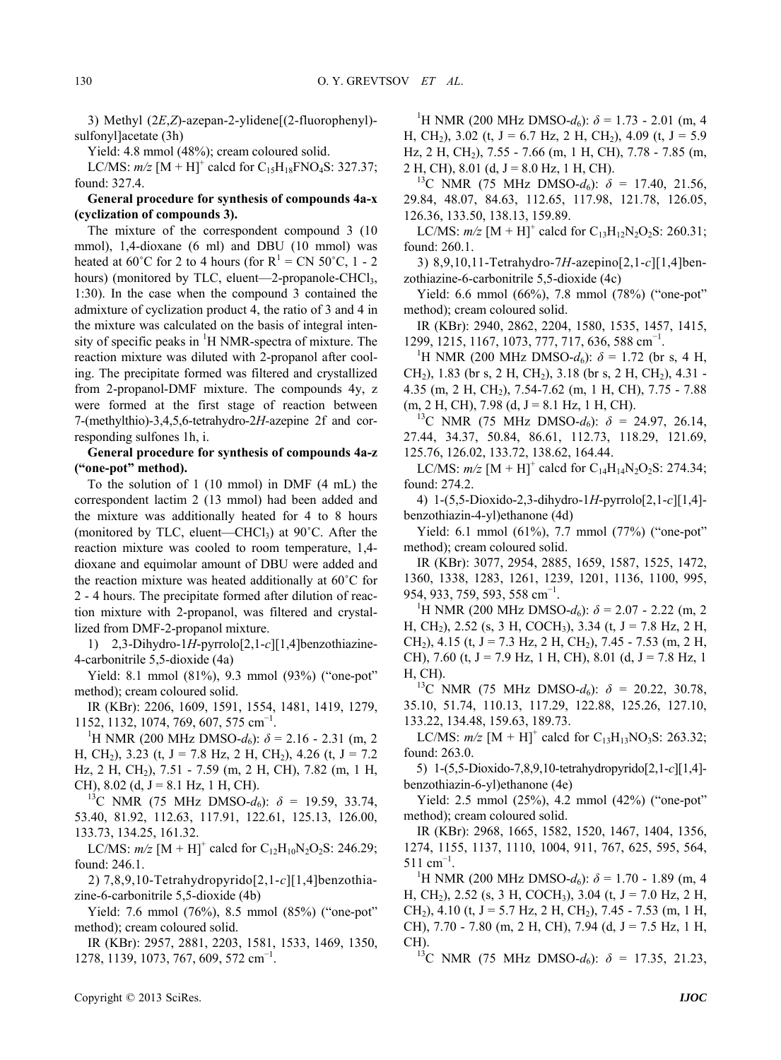3) Methyl (2*E*,*Z*)-azepan-2-ylidene[(2-fluorophenyl)-sulfonyl]acetate (3h)

Yield: 4.8 mmol (48%); cream coloured solid.

LC/MS: *m/z* $[M + H]^+$ calcd for $C_{15}H_{18}FNO_4S$: 327.37; found: 327.4.

**General procedure for synthesis of compounds 4a-x (cyclization of compounds 3).**

The mixture of the correspondent compound 3 (10 mmol), 1,4-dioxane (6 ml) and DBU (10 mmol) was heated at 60˚C for 2 to 4 hours (for $R^1$ = CN 50˚C, 1 - 2 hours) (monitored by TLC, eluent—2-propanole-$CHCl_3$, 1:30). In the case when the compound 3 contained the admixture of cyclization product 4, the ratio of 3 and 4 in the mixture was calculated on the basis of integral intensity of specific peaks in $^1H$ NMR-spectra of mixture. The reaction mixture was diluted with 2-propanol after cooling. The precipitate formed was filtered and crystallized from 2-propanol-DMF mixture. The compounds 4y, z were formed at the first stage of reaction between 7-(methylthio)-3,4,5,6-tetrahydro-2*H*-azepine 2f and corresponding sulfones 1h, i.

**General procedure for synthesis of compounds 4a-z ("one-pot" method).**

To the solution of 1 (10 mmol) in DMF (4 mL) the correspondent lactim 2 (13 mmol) had been added and the mixture was additionally heated for 4 to 8 hours (monitored by TLC, eluent—$CHCl_3$) at 90˚C. After the reaction mixture was cooled to room temperature, 1,4-dioxane and equimolar amount of DBU were added and the reaction mixture was heated additionally at 60˚C for 2 - 4 hours. The precipitate formed after dilution of reaction mixture with 2-propanol, was filtered and crystallized from DMF-2-propanol mixture.

1) 2,3-Dihydro-1*H*-pyrrolo[2,1-*c*][1,4]benzothiazine-4-carbonitrile 5,5-dioxide (4a)

Yield: 8.1 mmol (81%), 9.3 mmol (93%) ("one-pot" method); cream coloured solid.

IR (KBr): 2206, 1609, 1591, 1554, 1481, 1419, 1279, 1152, 1132, 1074, 769, 607, 575 $cm^{-1}$.

$^1H$ NMR (200 MHz DMSO-$d_6$): $\delta$ = 2.16 - 2.31 (m, 2 H, $CH_2$), 3.23 (t, J = 7.8 Hz, 2 H, $CH_2$), 4.26 (t, J = 7.2 Hz, 2 H, $CH_2$), 7.51 - 7.59 (m, 2 H, CH), 7.82 (m, 1 H, CH), 8.02 (d, J = 8.1 Hz, 1 H, CH).

$^{13}C$ NMR (75 MHz DMSO-$d_6$): $\delta$ = 19.59, 33.74, 53.40, 81.92, 112.63, 117.91, 122.61, 125.13, 126.00, 133.73, 134.25, 161.32.

LC/MS: *m/z* $[M + H]^+$ calcd for $C_{12}H_{10}N_2O_2S$: 246.29; found: 246.1.

2) 7,8,9,10-Tetrahydropyrido[2,1-*c*][1,4]benzothiazine-6-carbonitrile 5,5-dioxide (4b)

Yield: 7.6 mmol (76%), 8.5 mmol (85%) ("one-pot" method); cream coloured solid.

IR (KBr): 2957, 2881, 2203, 1581, 1533, 1469, 1350, 1278, 1139, 1073, 767, 609, 572 $cm^{-1}$.

$^1H$ NMR (200 MHz DMSO-$d_6$): $\delta$ = 1.73 - 2.01 (m, 4 H, $CH_2$), 3.02 (t, J = 6.7 Hz, 2 H, $CH_2$), 4.09 (t, J = 5.9 Hz, 2 H, $CH_2$), 7.55 - 7.66 (m, 1 H, CH), 7.78 - 7.85 (m, 2 H, CH), 8.01 (d, J = 8.0 Hz, 1 H, CH).

$^{13}C$ NMR (75 MHz DMSO-$d_6$): $\delta$ = 17.40, 21.56, 29.84, 48.07, 84.63, 112.65, 117.98, 121.78, 126.05, 126.36, 133.50, 138.13, 159.89.

LC/MS: *m/z* $[M + H]^+$ calcd for $C_{13}H_{12}N_2O_2S$: 260.31; found: 260.1.

3) 8,9,10,11-Tetrahydro-7*H*-azepino[2,1-*c*][1,4]benzothiazine-6-carbonitrile 5,5-dioxide (4c)

Yield: 6.6 mmol (66%), 7.8 mmol (78%) ("one-pot" method); cream coloured solid.

IR (KBr): 2940, 2862, 2204, 1580, 1535, 1457, 1415, 1299, 1215, 1167, 1073, 777, 717, 636, 588 $cm^{-1}$.

$^1H$ NMR (200 MHz DMSO-$d_6$): $\delta$ = 1.72 (br s, 4 H, $CH_2$), 1.83 (br s, 2 H, $CH_2$), 3.18 (br s, 2 H, $CH_2$), 4.31 - 4.35 (m, 2 H, $CH_2$), 7.54-7.62 (m, 1 H, CH), 7.75 - 7.88 (m, 2 H, CH), 7.98 (d, J = 8.1 Hz, 1 H, CH).

$^{13}C$ NMR (75 MHz DMSO-$d_6$): $\delta$ = 24.97, 26.14, 27.44, 34.37, 50.84, 86.61, 112.73, 118.29, 121.69, 125.76, 126.02, 133.72, 138.62, 164.44.

LC/MS: *m/z* $[M + H]^+$ calcd for $C_{14}H_{14}N_2O_2S$: 274.34; found: 274.2.

4) 1-(5,5-Dioxido-2,3-dihydro-1*H*-pyrrolo[2,1-*c*][1,4]-benzothiazin-4-yl)ethanone (4d)

Yield: 6.1 mmol (61%), 7.7 mmol (77%) ("one-pot" method); cream coloured solid.

IR (KBr): 3077, 2954, 2885, 1659, 1587, 1525, 1472, 1360, 1338, 1283, 1261, 1239, 1201, 1136, 1100, 995, 954, 933, 759, 593, 558 $cm^{-1}$.

$^1H$ NMR (200 MHz DMSO-$d_6$): $\delta$ = 2.07 - 2.22 (m, 2 H, $CH_2$), 2.52 (s, 3 H, $COCH_3$), 3.34 (t, J = 7.8 Hz, 2 H, $CH_2$), 4.15 (t, J = 7.3 Hz, 2 H, $CH_2$), 7.45 - 7.53 (m, 2 H, CH), 7.60 (t, J = 7.9 Hz, 1 H, CH), 8.01 (d, J = 7.8 Hz, 1 H, CH).

$^{13}C$ NMR (75 MHz DMSO-$d_6$): $\delta$ = 20.22, 30.78, 35.10, 51.74, 110.13, 117.29, 122.88, 125.26, 127.10, 133.22, 134.48, 159.63, 189.73.

LC/MS: *m/z* $[M + H]^+$ calcd for $C_{13}H_{13}NO_3S$: 263.32; found: 263.0.

5) 1-(5,5-Dioxido-7,8,9,10-tetrahydropyrido[2,1-*c*][1,4]-benzothiazin-6-yl)ethanone (4e)

Yield: 2.5 mmol (25%), 4.2 mmol (42%) ("one-pot" method); cream coloured solid.

IR (KBr): 2968, 1665, 1582, 1520, 1467, 1404, 1356, 1274, 1155, 1137, 1110, 1004, 911, 767, 625, 595, 564, 511 $cm^{-1}$.

$^1H$ NMR (200 MHz DMSO-$d_6$): $\delta$ = 1.70 - 1.89 (m, 4 H, $CH_2$), 2.52 (s, 3 H, $COCH_3$), 3.04 (t, J = 7.0 Hz, 2 H, $CH_2$), 4.10 (t, J = 5.7 Hz, 2 H, $CH_2$), 7.45 - 7.53 (m, 1 H, CH), 7.70 - 7.80 (m, 2 H, CH), 7.94 (d, J = 7.5 Hz, 1 H, CH).

$^{13}C$ NMR (75 MHz DMSO-$d_6$): $\delta$ = 17.35, 21.23,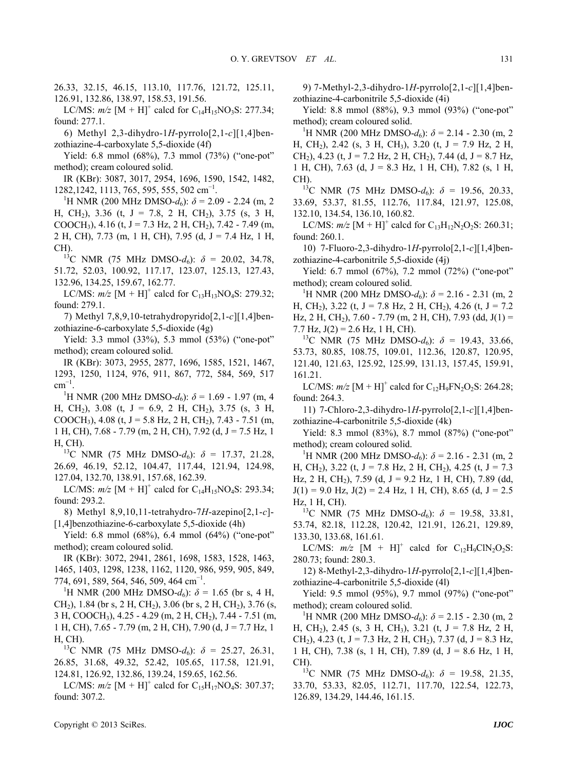26.33, 32.15, 46.15, 113.10, 117.76, 121.72, 125.11, 126.91, 132.86, 138.97, 158.53, 191.56.

LC/MS: *m/z* $[M + H]^+$ calcd for $C_{14}H_{15}NO_3S$: 277.34; found: 277.1.

6) Methyl 2,3-dihydro-1*H*-pyrrolo[2,1-*c*][1,4]benzothiazine-4-carboxylate 5,5-dioxide (4f)

Yield: 6.8 mmol (68%), 7.3 mmol (73%) ("one-pot" method); cream coloured solid.

IR (KBr): 3087, 3017, 2954, 1696, 1590, 1542, 1482, 1282,1242, 1113, 765, 595, 555, 502 $cm^{-1}$.

$^1H$ NMR (200 MHz DMSO-$d_6$): $\delta$ = 2.09 - 2.24 (m, 2 H, $CH_2$), 3.36 (t, J = 7.8, 2 H, $CH_2$), 3.75 (s, 3 H, $COOCH_3$), 4.16 (t, J = 7.3 Hz, 2 H, $CH_2$), 7.42 - 7.49 (m, 2 H, CH), 7.73 (m, 1 H, CH), 7.95 (d, J = 7.4 Hz, 1 H, CH).

$^{13}C$ NMR (75 MHz DMSO-$d_6$): $\delta$ = 20.02, 34.78, 51.72, 52.03, 100.92, 117.17, 123.07, 125.13, 127.43, 132.96, 134.25, 159.67, 162.77.

LC/MS: *m/z* $[M + H]^+$ calcd for $C_{13}H_{13}NO_4S$: 279.32; found: 279.1.

7) Methyl 7,8,9,10-tetrahydropyrido[2,1-*c*][1,4]benzothiazine-6-carboxylate 5,5-dioxide (4g)

Yield: 3.3 mmol (33%), 5.3 mmol (53%) ("one-pot" method); cream coloured solid.

IR (KBr): 3073, 2955, 2877, 1696, 1585, 1521, 1467, 1293, 1250, 1124, 976, 911, 867, 772, 584, 569, 517 $cm^{-1}$.

$^1H$ NMR (200 MHz DMSO-$d_6$): $\delta$ = 1.69 - 1.97 (m, 4 H, $CH_2$), 3.08 (t, J = 6.9, 2 H, $CH_2$), 3.75 (s, 3 H, $COOCH_3$), 4.08 (t, J = 5.8 Hz, 2 H, $CH_2$), 7.43 - 7.51 (m, 1 H, CH), 7.68 - 7.79 (m, 2 H, CH), 7.92 (d, J = 7.5 Hz, 1 H, CH).

$^{13}C$ NMR (75 MHz DMSO-$d_6$): $\delta$ = 17.37, 21.28, 26.69, 46.19, 52.12, 104.47, 117.44, 121.94, 124.98, 127.04, 132.70, 138.91, 157.68, 162.39.

LC/MS: *m/z* $[M + H]^+$ calcd for $C_{14}H_{15}NO_4S$: 293.34; found: 293.2.

8) Methyl 8,9,10,11-tetrahydro-7*H*-azepino[2,1-*c*]-[1,4]benzothiazine-6-carboxylate 5,5-dioxide (4h)

Yield: 6.8 mmol (68%), 6.4 mmol (64%) ("one-pot" method); cream coloured solid.

IR (KBr): 3072, 2941, 2861, 1698, 1583, 1528, 1463, 1465, 1403, 1298, 1238, 1162, 1120, 986, 959, 905, 849, 774, 691, 589, 564, 546, 509, 464 $cm^{-1}$.

$^1H$ NMR (200 MHz DMSO-$d_6$): $\delta$ = 1.65 (br s, 4 H, $CH_2$), 1.84 (br s, 2 H, $CH_2$), 3.06 (br s, 2 H, $CH_2$), 3.76 (s, 3 H, $COOCH_3$), 4.25 - 4.29 (m, 2 H, $CH_2$), 7.44 - 7.51 (m, 1 H, CH), 7.65 - 7.79 (m, 2 H, CH), 7.90 (d, J = 7.7 Hz, 1 H, CH).

$^{13}C$ NMR (75 MHz DMSO-$d_6$): $\delta$ = 25.27, 26.31, 26.85, 31.68, 49.32, 52.42, 105.65, 117.58, 121.91, 124.81, 126.92, 132.86, 139.24, 159.65, 162.56.

LC/MS: *m/z* $[M + H]^+$ calcd for $C_{15}H_{17}NO_4S$: 307.37; found: 307.2.

9) 7-Methyl-2,3-dihydro-1*H*-pyrrolo[2,1-*c*][1,4]benzothiazine-4-carbonitrile 5,5-dioxide (4i)

Yield: 8.8 mmol (88%), 9.3 mmol (93%) ("one-pot" method); cream coloured solid.

$^1H$ NMR (200 MHz DMSO-$d_6$): $\delta$ = 2.14 - 2.30 (m, 2 H, $CH_2$), 2.42 (s, 3 H, $CH_3$), 3.20 (t, J = 7.9 Hz, 2 H, $CH_2$), 4.23 (t, J = 7.2 Hz, 2 H, $CH_2$), 7.44 (d, J = 8.7 Hz, 1 H, CH), 7.63 (d, J = 8.3 Hz, 1 H, CH), 7.82 (s, 1 H, CH).

$^{13}C$ NMR (75 MHz DMSO-$d_6$): $\delta$ = 19.56, 20.33, 33.69, 53.37, 81.55, 112.76, 117.84, 121.97, 125.08, 132.10, 134.54, 136.10, 160.82.

LC/MS: *m/z* $[M + H]^+$ calcd for $C_{13}H_{12}N_2O_2S$: 260.31; found: 260.1.

10) 7-Fluoro-2,3-dihydro-1*H*-pyrrolo[2,1-*c*][1,4]benzothiazine-4-carbonitrile 5,5-dioxide (4j)

Yield: 6.7 mmol (67%), 7.2 mmol (72%) ("one-pot" method); cream coloured solid.

$^1H$ NMR (200 MHz DMSO-$d_6$): $\delta$ = 2.16 - 2.31 (m, 2 H, $CH_2$), 3.22 (t, J = 7.8 Hz, 2 H, $CH_2$), 4.26 (t, J = 7.2 Hz, 2 H, $CH_2$), 7.60 - 7.79 (m, 2 H, CH), 7.93 (dd, J(1) = 7.7 Hz, J(2) = 2.6 Hz, 1 H, CH).

$^{13}C$ NMR (75 MHz DMSO-$d_6$): $\delta$ = 19.43, 33.66, 53.73, 80.85, 108.75, 109.01, 112.36, 120.87, 120.95, 121.40, 121.63, 125.92, 125.99, 131.13, 157.45, 159.91, 161.21.

LC/MS: *m/z* $[M + H]^+$ calcd for $C_{12}H_9FN_2O_2S$: 264.28; found: 264.3.

11) 7-Chloro-2,3-dihydro-1*H*-pyrrolo[2,1-*c*][1,4]benzothiazine-4-carbonitrile 5,5-dioxide (4k)

Yield: 8.3 mmol (83%), 8.7 mmol (87%) ("one-pot" method); cream coloured solid.

$^1H$ NMR (200 MHz DMSO-$d_6$): $\delta$ = 2.16 - 2.31 (m, 2 H, $CH_2$), 3.22 (t, J = 7.8 Hz, 2 H, $CH_2$), 4.25 (t, J = 7.3 Hz, 2 H, $CH_2$), 7.59 (d, J = 9.2 Hz, 1 H, CH), 7.89 (dd, J(1) = 9.0 Hz, J(2) = 2.4 Hz, 1 H, CH), 8.65 (d, J = 2.5 Hz, 1 H, CH).

$^{13}C$ NMR (75 MHz DMSO-$d_6$): $\delta$ = 19.58, 33.81, 53.74, 82.18, 112.28, 120.42, 121.91, 126.21, 129.89, 133.30, 133.68, 161.61.

LC/MS: *m/z* $[M + H]^+$ calcd for $C_{12}H_9ClN_2O_2S$: 280.73; found: 280.3.

12) 8-Methyl-2,3-dihydro-1*H*-pyrrolo[2,1-*c*][1,4]benzothiazine-4-carbonitrile 5,5-dioxide (4l)

Yield: 9.5 mmol (95%), 9.7 mmol (97%) ("one-pot" method); cream coloured solid.

$^1H$ NMR (200 MHz DMSO-$d_6$): $\delta$ = 2.15 - 2.30 (m, 2 H, $CH_2$), 2.45 (s, 3 H, $CH_3$), 3.21 (t, J = 7.8 Hz, 2 H, $CH_2$), 4.23 (t, J = 7.3 Hz, 2 H, $CH_2$), 7.37 (d, J = 8.3 Hz, 1 H, CH), 7.38 (s, 1 H, CH), 7.89 (d, J = 8.6 Hz, 1 H, CH).

$^{13}C$ NMR (75 MHz DMSO-$d_6$): $\delta$ = 19.58, 21.35, 33.70, 53.33, 82.05, 112.71, 117.70, 122.54, 122.73, 126.89, 134.29, 144.46, 161.15.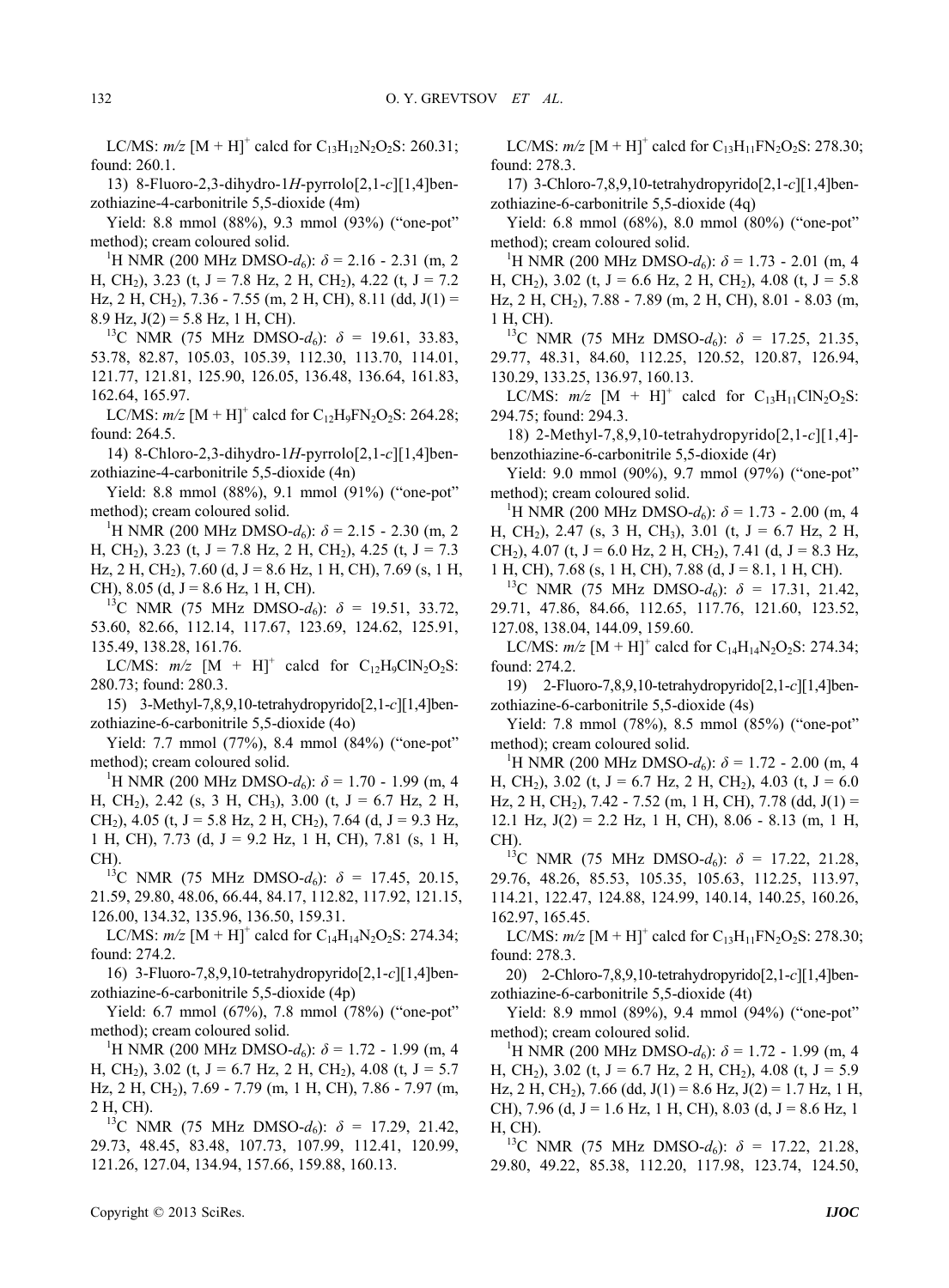LC/MS: $m/z$ $[M + H]^+$ calcd for $C_{13}H_{12}N_2O_2S$: 260.31; found: 260.1.

13) 8-Fluoro-2,3-dihydro-1*H*-pyrrolo[2,1-*c*][1,4]benzothiazine-4-carbonitrile 5,5-dioxide (4m)

Yield: 8.8 mmol (88%), 9.3 mmol (93%) ("one-pot" method); cream coloured solid.

$^1$H NMR (200 MHz DMSO-$d_6$): $\delta$ = 2.16 - 2.31 (m, 2 H, $CH_2$), 3.23 (t, J = 7.8 Hz, 2 H, $CH_2$), 4.22 (t, J = 7.2 Hz, 2 H, $CH_2$), 7.36 - 7.55 (m, 2 H, CH), 8.11 (dd, J(1) = 8.9 Hz, J(2) = 5.8 Hz, 1 H, CH).

$^{13}$C NMR (75 MHz DMSO-$d_6$): $\delta$ = 19.61, 33.83, 53.78, 82.87, 105.03, 105.39, 112.30, 113.70, 114.01, 121.77, 121.81, 125.90, 126.05, 136.48, 136.64, 161.83, 162.64, 165.97.

LC/MS: $m/z$ $[M + H]^+$ calcd for $C_{12}H_9FN_2O_2S$: 264.28; found: 264.5.

14) 8-Chloro-2,3-dihydro-1*H*-pyrrolo[2,1-*c*][1,4]benzothiazine-4-carbonitrile 5,5-dioxide (4n)

Yield: 8.8 mmol (88%), 9.1 mmol (91%) ("one-pot" method); cream coloured solid.

$^1$H NMR (200 MHz DMSO-$d_6$): $\delta$ = 2.15 - 2.30 (m, 2 H, $CH_2$), 3.23 (t, J = 7.8 Hz, 2 H, $CH_2$), 4.25 (t, J = 7.3 Hz, 2 H, $CH_2$), 7.60 (d, J = 8.6 Hz, 1 H, CH), 7.69 (s, 1 H, CH), 8.05 (d, J = 8.6 Hz, 1 H, CH).

$^{13}$C NMR (75 MHz DMSO-$d_6$): $\delta$ = 19.51, 33.72, 53.60, 82.66, 112.14, 117.67, 123.69, 124.62, 125.91, 135.49, 138.28, 161.76.

LC/MS: $m/z$ $[M + H]^+$ calcd for $C_{12}H_9ClN_2O_2S$: 280.73; found: 280.3.

15) 3-Methyl-7,8,9,10-tetrahydropyrido[2,1-*c*][1,4]benzothiazine-6-carbonitrile 5,5-dioxide (4o)

Yield: 7.7 mmol (77%), 8.4 mmol (84%) ("one-pot" method); cream coloured solid.

$^1$H NMR (200 MHz DMSO-$d_6$): $\delta$ = 1.70 - 1.99 (m, 4 H, $CH_2$), 2.42 (s, 3 H, $CH_3$), 3.00 (t, J = 6.7 Hz, 2 H, $CH_2$), 4.05 (t, J = 5.8 Hz, 2 H, $CH_2$), 7.64 (d, J = 9.3 Hz, 1 H, CH), 7.73 (d, J = 9.2 Hz, 1 H, CH), 7.81 (s, 1 H, CH).

$^{13}$C NMR (75 MHz DMSO-$d_6$): $\delta$ = 17.45, 20.15, 21.59, 29.80, 48.06, 66.44, 84.17, 112.82, 117.92, 121.15, 126.00, 134.32, 135.96, 136.50, 159.31.

LC/MS: $m/z$ $[M + H]^+$ calcd for $C_{14}H_{14}N_2O_2S$: 274.34; found: 274.2.

16) 3-Fluoro-7,8,9,10-tetrahydropyrido[2,1-*c*][1,4]benzothiazine-6-carbonitrile 5,5-dioxide (4p)

Yield: 6.7 mmol (67%), 7.8 mmol (78%) ("one-pot" method); cream coloured solid.

$^1$H NMR (200 MHz DMSO-$d_6$): $\delta$ = 1.72 - 1.99 (m, 4 H, $CH_2$), 3.02 (t, J = 6.7 Hz, 2 H, $CH_2$), 4.08 (t, J = 5.7 Hz, 2 H, $CH_2$), 7.69 - 7.79 (m, 1 H, CH), 7.86 - 7.97 (m, 2 H, CH).

$^{13}$C NMR (75 MHz DMSO-$d_6$): $\delta$ = 17.29, 21.42, 29.73, 48.45, 83.48, 107.73, 107.99, 112.41, 120.99, 121.26, 127.04, 134.94, 157.66, 159.88, 160.13.

LC/MS: $m/z$ $[M + H]^+$ calcd for $C_{13}H_{11}FN_2O_2S$: 278.30; found: 278.3.

17) 3-Chloro-7,8,9,10-tetrahydropyrido[2,1-*c*][1,4]benzothiazine-6-carbonitrile 5,5-dioxide (4q)

Yield: 6.8 mmol (68%), 8.0 mmol (80%) ("one-pot" method); cream coloured solid.

$^1$H NMR (200 MHz DMSO-$d_6$): $\delta$ = 1.73 - 2.01 (m, 4 H, $CH_2$), 3.02 (t, J = 6.6 Hz, 2 H, $CH_2$), 4.08 (t, J = 5.8 Hz, 2 H, $CH_2$), 7.88 - 7.89 (m, 2 H, CH), 8.01 - 8.03 (m, 1 H, CH).

$^{13}$C NMR (75 MHz DMSO-$d_6$): $\delta$ = 17.25, 21.35, 29.77, 48.31, 84.60, 112.25, 120.52, 120.87, 126.94, 130.29, 133.25, 136.97, 160.13.

LC/MS: $m/z$ $[M + H]^+$ calcd for $C_{13}H_{11}ClN_2O_2S$: 294.75; found: 294.3.

18) 2-Methyl-7,8,9,10-tetrahydropyrido[2,1-*c*][1,4]-benzothiazine-6-carbonitrile 5,5-dioxide (4r)

Yield: 9.0 mmol (90%), 9.7 mmol (97%) ("one-pot" method); cream coloured solid.

$^1$H NMR (200 MHz DMSO-$d_6$): $\delta$ = 1.73 - 2.00 (m, 4 H, $CH_2$), 2.47 (s, 3 H, $CH_3$), 3.01 (t, J = 6.7 Hz, 2 H, $CH_2$), 4.07 (t, J = 6.0 Hz, 2 H, $CH_2$), 7.41 (d, J = 8.3 Hz, 1 H, CH), 7.68 (s, 1 H, CH), 7.88 (d, J = 8.1, 1 H, CH).

$^{13}$C NMR (75 MHz DMSO-$d_6$): $\delta$ = 17.31, 21.42, 29.71, 47.86, 84.66, 112.65, 117.76, 121.60, 123.52, 127.08, 138.04, 144.09, 159.60.

LC/MS: $m/z$ $[M + H]^+$ calcd for $C_{14}H_{14}N_2O_2S$: 274.34; found: 274.2.

19) 2-Fluoro-7,8,9,10-tetrahydropyrido[2,1-*c*][1,4]benzothiazine-6-carbonitrile 5,5-dioxide (4s)

Yield: 7.8 mmol (78%), 8.5 mmol (85%) ("one-pot" method); cream coloured solid.

$^1$H NMR (200 MHz DMSO-$d_6$): $\delta$ = 1.72 - 2.00 (m, 4 H, $CH_2$), 3.02 (t, J = 6.7 Hz, 2 H, $CH_2$), 4.03 (t, J = 6.0 Hz, 2 H, $CH_2$), 7.42 - 7.52 (m, 1 H, CH), 7.78 (dd, J(1) = 12.1 Hz, J(2) = 2.2 Hz, 1 H, CH), 8.06 - 8.13 (m, 1 H, CH).

$^{13}$C NMR (75 MHz DMSO-$d_6$): $\delta$ = 17.22, 21.28, 29.76, 48.26, 85.53, 105.35, 105.63, 112.25, 113.97, 114.21, 122.47, 124.88, 124.99, 140.14, 140.25, 160.26, 162.97, 165.45.

LC/MS: $m/z$ $[M + H]^+$ calcd for $C_{13}H_{11}FN_2O_2S$: 278.30; found: 278.3.

20) 2-Chloro-7,8,9,10-tetrahydropyrido[2,1-*c*][1,4]benzothiazine-6-carbonitrile 5,5-dioxide (4t)

Yield: 8.9 mmol (89%), 9.4 mmol (94%) ("one-pot" method); cream coloured solid.

$^1$H NMR (200 MHz DMSO-$d_6$): $\delta$ = 1.72 - 1.99 (m, 4 H, $CH_2$), 3.02 (t, J = 6.7 Hz, 2 H, $CH_2$), 4.08 (t, J = 5.9 Hz, 2 H, $CH_2$), 7.66 (dd, J(1) = 8.6 Hz, J(2) = 1.7 Hz, 1 H, CH), 7.96 (d, J = 1.6 Hz, 1 H, CH), 8.03 (d, J = 8.6 Hz, 1 H, CH).

$^{13}$C NMR (75 MHz DMSO-$d_6$): $\delta$ = 17.22, 21.28, 29.80, 49.22, 85.38, 112.20, 117.98, 123.74, 124.50,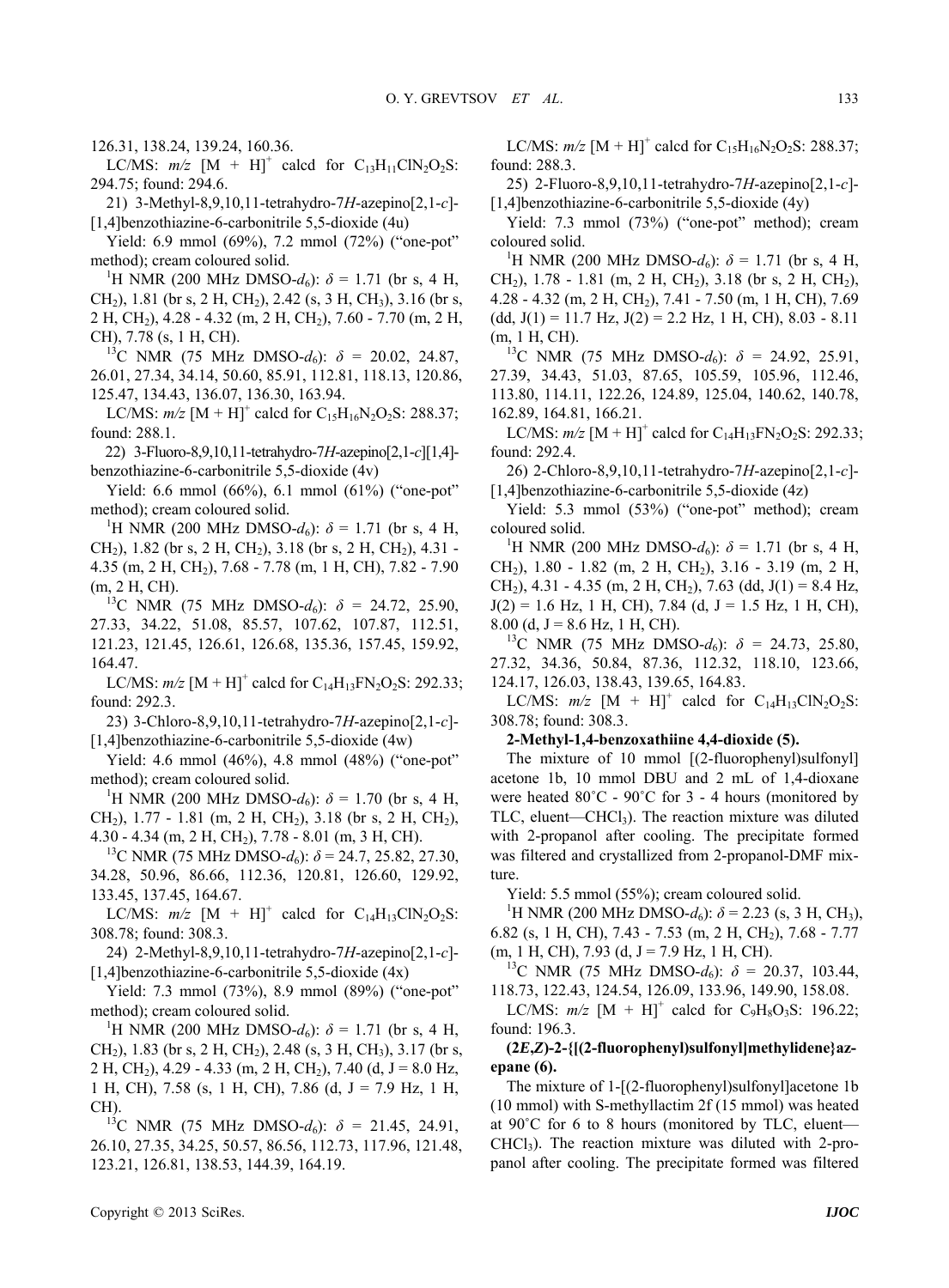126.31, 138.24, 139.24, 160.36.

LC/MS: $m/z$ $[M + H]^+$ calcd for $C_{13}H_{11}ClN_2O_2S$: 294.75; found: 294.6.

21) 3-Methyl-8,9,10,11-tetrahydro-7*H*-azepino[2,1-*c*]-[1,4]benzothiazine-6-carbonitrile 5,5-dioxide (4u)

Yield: 6.9 mmol (69%), 7.2 mmol (72%) ("one-pot" method); cream coloured solid.

$^1$H NMR (200 MHz DMSO-$d_6$): $\delta$ = 1.71 (br s, 4 H, $CH_2$), 1.81 (br s, 2 H, $CH_2$), 2.42 (s, 3 H, $CH_3$), 3.16 (br s, 2 H, $CH_2$), 4.28 - 4.32 (m, 2 H, $CH_2$), 7.60 - 7.70 (m, 2 H, CH), 7.78 (s, 1 H, CH).

$^{13}$C NMR (75 MHz DMSO-$d_6$): $\delta$ = 20.02, 24.87, 26.01, 27.34, 34.14, 50.60, 85.91, 112.81, 118.13, 120.86, 125.47, 134.43, 136.07, 136.30, 163.94.

LC/MS: $m/z$ $[M + H]^+$ calcd for $C_{15}H_{16}N_2O_2S$: 288.37; found: 288.1.

22) 3-Fluoro-8,9,10,11-tetrahydro-7*H*-azepino[2,1-*c*][1,4]-benzothiazine-6-carbonitrile 5,5-dioxide (4v)

Yield: 6.6 mmol (66%), 6.1 mmol (61%) ("one-pot" method); cream coloured solid.

$^1$H NMR (200 MHz DMSO-$d_6$): $\delta$ = 1.71 (br s, 4 H, $CH_2$), 1.82 (br s, 2 H, $CH_2$), 3.18 (br s, 2 H, $CH_2$), 4.31 - 4.35 (m, 2 H, $CH_2$), 7.68 - 7.78 (m, 1 H, CH), 7.82 - 7.90 (m, 2 H, CH).

$^{13}$C NMR (75 MHz DMSO-$d_6$): $\delta$ = 24.72, 25.90, 27.33, 34.22, 51.08, 85.57, 107.62, 107.87, 112.51, 121.23, 121.45, 126.61, 126.68, 135.36, 157.45, 159.92, 164.47.

LC/MS: $m/z$ $[M + H]^+$ calcd for $C_{14}H_{13}FN_2O_2S$: 292.33; found: 292.3.

23) 3-Chloro-8,9,10,11-tetrahydro-7*H*-azepino[2,1-*c*]-[1,4]benzothiazine-6-carbonitrile 5,5-dioxide (4w)

Yield: 4.6 mmol (46%), 4.8 mmol (48%) ("one-pot" method); cream coloured solid.

$^1$H NMR (200 MHz DMSO-$d_6$): $\delta$ = 1.70 (br s, 4 H, $CH_2$), 1.77 - 1.81 (m, 2 H, $CH_2$), 3.18 (br s, 2 H, $CH_2$), 4.30 - 4.34 (m, 2 H, $CH_2$), 7.78 - 8.01 (m, 3 H, CH).

$^{13}$C NMR (75 MHz DMSO-$d_6$): $\delta$ = 24.7, 25.82, 27.30, 34.28, 50.96, 86.66, 112.36, 120.81, 126.60, 129.92, 133.45, 137.45, 164.67.

LC/MS: $m/z$ $[M + H]^+$ calcd for $C_{14}H_{13}ClN_2O_2S$: 308.78; found: 308.3.

24) 2-Methyl-8,9,10,11-tetrahydro-7*H*-azepino[2,1-*c*]-[1,4]benzothiazine-6-carbonitrile 5,5-dioxide (4x)

Yield: 7.3 mmol (73%), 8.9 mmol (89%) ("one-pot" method); cream coloured solid.

$^1$H NMR (200 MHz DMSO-$d_6$): $\delta$ = 1.71 (br s, 4 H, $CH_2$), 1.83 (br s, 2 H, $CH_2$), 2.48 (s, 3 H, $CH_3$), 3.17 (br s, 2 H, $CH_2$), 4.29 - 4.33 (m, 2 H, $CH_2$), 7.40 (d, J = 8.0 Hz, 1 H, CH), 7.58 (s, 1 H, CH), 7.86 (d, J = 7.9 Hz, 1 H, CH).

$^{13}$C NMR (75 MHz DMSO-$d_6$): $\delta$ = 21.45, 24.91, 26.10, 27.35, 34.25, 50.57, 86.56, 112.73, 117.96, 121.48, 123.21, 126.81, 138.53, 144.39, 164.19.

LC/MS: $m/z$ $[M + H]^+$ calcd for $C_{15}H_{16}N_2O_2S$: 288.37; found: 288.3.

25) 2-Fluoro-8,9,10,11-tetrahydro-7*H*-azepino[2,1-*c*]-[1,4]benzothiazine-6-carbonitrile 5,5-dioxide (4y)

Yield: 7.3 mmol (73%) ("one-pot" method); cream coloured solid.

$^1$H NMR (200 MHz DMSO-$d_6$): $\delta$ = 1.71 (br s, 4 H, $CH_2$), 1.78 - 1.81 (m, 2 H, $CH_2$), 3.18 (br s, 2 H, $CH_2$), 4.28 - 4.32 (m, 2 H, $CH_2$), 7.41 - 7.50 (m, 1 H, CH), 7.69 (dd, J(1) = 11.7 Hz, J(2) = 2.2 Hz, 1 H, CH), 8.03 - 8.11 (m, 1 H, CH).

$^{13}$C NMR (75 MHz DMSO-$d_6$): $\delta$ = 24.92, 25.91, 27.39, 34.43, 51.03, 87.65, 105.59, 105.96, 112.46, 113.80, 114.11, 122.26, 124.89, 125.04, 140.62, 140.78, 162.89, 164.81, 166.21.

LC/MS: $m/z$ $[M + H]^+$ calcd for $C_{14}H_{13}FN_2O_2S$: 292.33; found: 292.4.

26) 2-Chloro-8,9,10,11-tetrahydro-7*H*-azepino[2,1-*c*]-[1,4]benzothiazine-6-carbonitrile 5,5-dioxide (4z)

Yield: 5.3 mmol (53%) ("one-pot" method); cream coloured solid.

$^1$H NMR (200 MHz DMSO-$d_6$): $\delta$ = 1.71 (br s, 4 H, $CH_2$), 1.80 - 1.82 (m, 2 H, $CH_2$), 3.16 - 3.19 (m, 2 H, $CH_2$), 4.31 - 4.35 (m, 2 H, $CH_2$), 7.63 (dd, J(1) = 8.4 Hz, J(2) = 1.6 Hz, 1 H, CH), 7.84 (d, J = 1.5 Hz, 1 H, CH), 8.00 (d, J = 8.6 Hz, 1 H, CH).

$^{13}$C NMR (75 MHz DMSO-$d_6$): $\delta$ = 24.73, 25.80, 27.32, 34.36, 50.84, 87.36, 112.32, 118.10, 123.66, 124.17, 126.03, 138.43, 139.65, 164.83.

LC/MS: $m/z$ $[M + H]^+$ calcd for $C_{14}H_{13}ClN_2O_2S$: 308.78; found: 308.3.

**2-Methyl-1,4-benzoxathiine 4,4-dioxide (5).**

The mixture of 10 mmol [(2-fluorophenyl)sulfonyl] acetone 1b, 10 mmol DBU and 2 mL of 1,4-dioxane were heated 80˚C - 90˚C for 3 - 4 hours (monitored by TLC, eluent—$CHCl_3$). The reaction mixture was diluted with 2-propanol after cooling. The precipitate formed was filtered and crystallized from 2-propanol-DMF mixture.

Yield: 5.5 mmol (55%); cream coloured solid.

$^1$H NMR (200 MHz DMSO-$d_6$): $\delta$ = 2.23 (s, 3 H, $CH_3$), 6.82 (s, 1 H, CH), 7.43 - 7.53 (m, 2 H, $CH_2$), 7.68 - 7.77 (m, 1 H, CH), 7.93 (d, J = 7.9 Hz, 1 H, CH).

$^{13}$C NMR (75 MHz DMSO-$d_6$): $\delta$ = 20.37, 103.44, 118.73, 122.43, 124.54, 126.09, 133.96, 149.90, 158.08.

LC/MS: $m/z$ $[M + H]^+$ calcd for $C_9H_8O_3S$: 196.22; found: 196.3.

**(2*E*,*Z*)-2-{[(2-fluorophenyl)sulfonyl]methylidene}azepane (6).**

The mixture of 1-[(2-fluorophenyl)sulfonyl]acetone 1b (10 mmol) with S-methyllactim 2f (15 mmol) was heated at 90˚C for 6 to 8 hours (monitored by TLC, eluent—$CHCl_3$). The reaction mixture was diluted with 2-propanol after cooling. The precipitate formed was filtered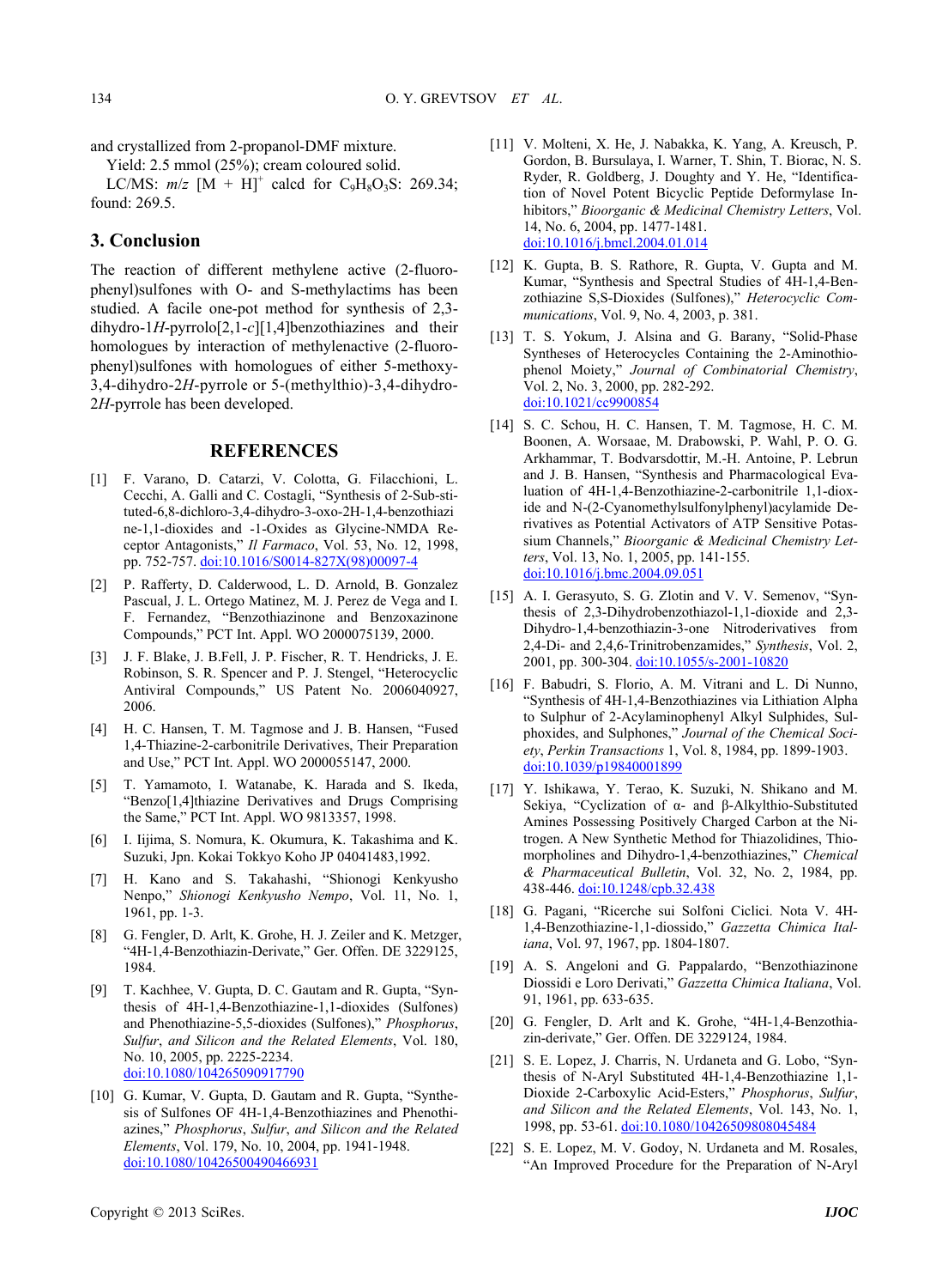and crystallized from 2-propanol-DMF mixture.

Yield: 2.5 mmol (25%); cream coloured solid.

LC/MS: *m/z* $[M + H]^+$ calcd for $C_9H_8O_3S$: 269.34; found: 269.5.

## 3. Conclusion

The reaction of different methylene active (2-fluorophenyl)sulfones with O- and S-methylactims has been studied. A facile one-pot method for synthesis of 2,3-dihydro-1*H*-pyrrolo[2,1-*c*][1,4]benzothiazines and their homologues by interaction of methylenactive (2-fluorophenyl)sulfones with homologues of either 5-methoxy-3,4-dihydro-2*H*-pyrrole or 5-(methylthio)-3,4-dihydro-2*H*-pyrrole has been developed.

## REFERENCES

[1] F. Varano, D. Catarzi, V. Colotta, G. Filacchioni, L. Cecchi, A. Galli and C. Costagli, "Synthesis of 2-Substituted-6,8-dichloro-3,4-dihydro-3-oxo-2H-1,4-benzothiazine-1,1-dioxides and -1-Oxides as Glycine-NMDA Receptor Antagonists," *Il Farmaco*, Vol. 53, No. 12, 1998, pp. 752-757. doi:10.1016/S0014-827X(98)00097-4

[2] P. Rafferty, D. Calderwood, L. D. Arnold, B. Gonzalez Pascual, J. L. Ortego Matinez, M. J. Perez de Vega and I. F. Fernandez, "Benzothiazinone and Benzoxazinone Compounds," PCT Int. Appl. WO 2000075139, 2000.

[3] J. F. Blake, J. B.Fell, J. P. Fischer, R. T. Hendricks, J. E. Robinson, S. R. Spencer and P. J. Stengel, "Heterocyclic Antiviral Compounds," US Patent No. 2006040927, 2006.

[4] H. C. Hansen, T. M. Tagmose and J. B. Hansen, "Fused 1,4-Thiazine-2-carbonitrile Derivatives, Their Preparation and Use," PCT Int. Appl. WO 2000055147, 2000.

[5] T. Yamamoto, I. Watanabe, K. Harada and S. Ikeda, "Benzo[1,4]thiazine Derivatives and Drugs Comprising the Same," PCT Int. Appl. WO 9813357, 1998.

[6] I. Iijima, S. Nomura, K. Okumura, K. Takashima and K. Suzuki, Jpn. Kokai Tokkyo Koho JP 04041483,1992.

[7] H. Kano and S. Takahashi, "Shionogi Kenkyusho Nenpo," *Shionogi Kenkyusho Nempo*, Vol. 11, No. 1, 1961, pp. 1-3.

[8] G. Fengler, D. Arlt, K. Grohe, H. J. Zeiler and K. Metzger, "4H-1,4-Benzothiazin-Derivate," Ger. Offen. DE 3229125, 1984.

[9] T. Kachhee, V. Gupta, D. C. Gautam and R. Gupta, "Synthesis of 4H-1,4-Benzothiazine-1,1-dioxides (Sulfones) and Phenothiazine-5,5-dioxides (Sulfones)," *Phosphorus, Sulfur, and Silicon and the Related Elements*, Vol. 180, No. 10, 2005, pp. 2225-2234. doi:10.1080/104265090917790

[10] G. Kumar, V. Gupta, D. Gautam and R. Gupta, "Synthesis of Sulfones OF 4H-1,4-Benzothiazines and Phenothiazines," *Phosphorus, Sulfur, and Silicon and the Related Elements*, Vol. 179, No. 10, 2004, pp. 1941-1948. doi:10.1080/10426500490466931

[11] V. Molteni, X. He, J. Nabakka, K. Yang, A. Kreusch, P. Gordon, B. Bursulaya, I. Warner, T. Shin, T. Biorac, N. S. Ryder, R. Goldberg, J. Doughty and Y. He, "Identification of Novel Potent Bicyclic Peptide Deformylase Inhibitors," *Bioorganic & Medicinal Chemistry Letters*, Vol. 14, No. 6, 2004, pp. 1477-1481. doi:10.1016/j.bmcl.2004.01.014

[12] K. Gupta, B. S. Rathore, R. Gupta, V. Gupta and M. Kumar, "Synthesis and Spectral Studies of 4H-1,4-Benzothiazine S,S-Dioxides (Sulfones)," *Heterocyclic Communications*, Vol. 9, No. 4, 2003, p. 381.

[13] T. S. Yokum, J. Alsina and G. Barany, "Solid-Phase Syntheses of Heterocycles Containing the 2-Aminothiophenol Moiety," *Journal of Combinatorial Chemistry*, Vol. 2, No. 3, 2000, pp. 282-292. doi:10.1021/cc9900854

[14] S. C. Schou, H. C. Hansen, T. M. Tagmose, H. C. M. Boonen, A. Worsaae, M. Drabowski, P. Wahl, P. O. G. Arkhammar, T. Bodvarsdottir, M.-H. Antoine, P. Lebrun and J. B. Hansen, "Synthesis and Pharmacological Evaluation of 4H-1,4-Benzothiazine-2-carbonitrile 1,1-dioxide and N-(2-Cyanomethylsulfonylphenyl)acylamide Derivatives as Potential Activators of ATP Sensitive Potassium Channels," *Bioorganic & Medicinal Chemistry Letters*, Vol. 13, No. 1, 2005, pp. 141-155. doi:10.1016/j.bmc.2004.09.051

[15] A. I. Gerasyuto, S. G. Zlotin and V. V. Semenov, "Synthesis of 2,3-Dihydrobenzothiazol-1,1-dioxide and 2,3-Dihydro-1,4-benzothiazin-3-one Nitroderivatives from 2,4-Di- and 2,4,6-Trinitrobenzamides," *Synthesis*, Vol. 2, 2001, pp. 300-304. doi:10.1055/s-2001-10820

[16] F. Babudri, S. Florio, A. M. Vitrani and L. Di Nunno, "Synthesis of 4H-1,4-Benzothiazines via Lithiation Alpha to Sulphur of 2-Acylaminophenyl Alkyl Sulphides, Sulphoxides, and Sulphones," *Journal of the Chemical Society, Perkin Transactions* 1, Vol. 8, 1984, pp. 1899-1903. doi:10.1039/p19840001899

[17] Y. Ishikawa, Y. Terao, K. Suzuki, N. Shikano and M. Sekiya, "Cyclization of α- and β-Alkylthio-Substituted Amines Possessing Positively Charged Carbon at the Nitrogen. A New Synthetic Method for Thiazolidines, Thiomorpholines and Dihydro-1,4-benzothiazines," *Chemical & Pharmaceutical Bulletin*, Vol. 32, No. 2, 1984, pp. 438-446. doi:10.1248/cpb.32.438

[18] G. Pagani, "Ricerche sui Solfoni Ciclici. Nota V. 4H-1,4-Benzothiazine-1,1-diossido," *Gazzetta Chimica Italiana*, Vol. 97, 1967, pp. 1804-1807.

[19] A. S. Angeloni and G. Pappalardo, "Benzothiazinone Diossidi e Loro Derivati," *Gazzetta Chimica Italiana*, Vol. 91, 1961, pp. 633-635.

[20] G. Fengler, D. Arlt and K. Grohe, "4H-1,4-Benzothiazin-derivate," Ger. Offen. DE 3229124, 1984.

[21] S. E. Lopez, J. Charris, N. Urdaneta and G. Lobo, "Synthesis of N-Aryl Substituted 4H-1,4-Benzothiazine 1,1-Dioxide 2-Carboxylic Acid-Esters," *Phosphorus, Sulfur, and Silicon and the Related Elements*, Vol. 143, No. 1, 1998, pp. 53-61. doi:10.1080/10426509808045484

[22] S. E. Lopez, M. V. Godoy, N. Urdaneta and M. Rosales, "An Improved Procedure for the Preparation of N-Aryl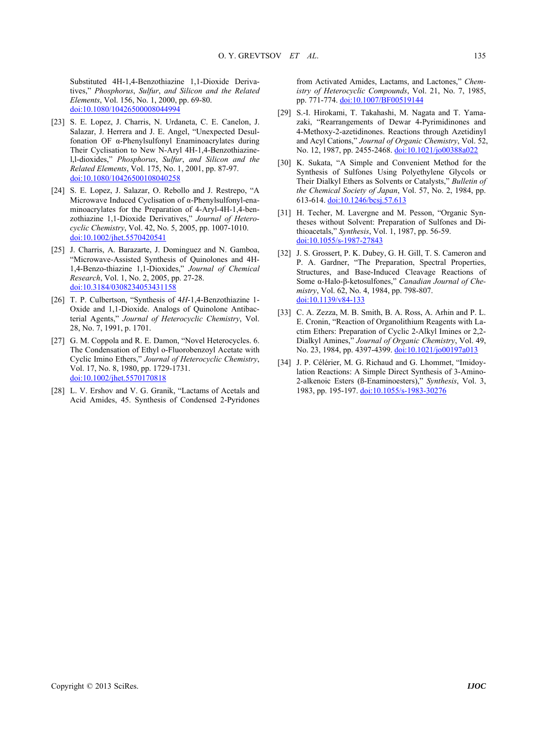Substituted 4H-1,4-Benzothiazine 1,1-Dioxide Derivatives," *Phosphorus*, *Sulfur*, *and Silicon and the Related Elements*, Vol. 156, No. 1, 2000, pp. 69-80. doi:10.1080/10426500008044994

[23] S. E. Lopez, J. Charris, N. Urdaneta, C. E. Canelon, J. Salazar, J. Herrera and J. E. Angel, "Unexpected Desulfonation OF α-Phenylsulfonyl Enaminoacrylates during Their Cyclisation to New N-Aryl 4H-1,4-Benzothiazine-l,l-dioxides," *Phosphorus*, *Sulfur*, *and Silicon and the Related Elements*, Vol. 175, No. 1, 2001, pp. 87-97. doi:10.1080/10426500108040258

[24] S. E. Lopez, J. Salazar, O. Rebollo and J. Restrepo, "A Microwave Induced Cyclisation of α-Phenylsulfonyl-enaminoacrylates for the Preparation of 4-Aryl-4H-1,4-benzothiazine 1,1-Dioxide Derivatives," *Journal of Heterocyclic Chemistry*, Vol. 42, No. 5, 2005, pp. 1007-1010. doi:10.1002/jhet.5570420541

[25] J. Charris, A. Barazarte, J. Dominguez and N. Gamboa, "Microwave-Assisted Synthesis of Quinolones and 4H-1,4-Benzo-thiazine 1,1-Dioxides," *Journal of Chemical Research*, Vol. 1, No. 2, 2005, pp. 27-28. doi:10.3184/0308234053431158

[26] T. P. Culbertson, "Synthesis of 4*H*-1,4-Benzothiazine 1-Oxide and 1,1-Dioxide. Analogs of Quinolone Antibacterial Agents," *Journal of Heterocyclic Chemistry*, Vol. 28, No. 7, 1991, p. 1701.

[27] G. M. Coppola and R. E. Damon, "Novel Heterocycles. 6. The Condensation of Ethyl o-Fluorobenzoyl Acetate with Cyclic Imino Ethers," *Journal of Heterocyclic Chemistry*, Vol. 17, No. 8, 1980, pp. 1729-1731. doi:10.1002/jhet.5570170818

[28] L. V. Ershov and V. G. Granik, "Lactams of Acetals and Acid Amides, 45. Synthesis of Condensed 2-Pyridones from Activated Amides, Lactams, and Lactones," *Chemistry of Heterocyclic Compounds*, Vol. 21, No. 7, 1985, pp. 771-774. doi:10.1007/BF00519144

[29] S.-I. Hirokami, T. Takahashi, M. Nagata and T. Yamazaki, "Rearrangements of Dewar 4-Pyrimidinones and 4-Methoxy-2-azetidinones. Reactions through Azetidinyl and Acyl Cations," *Journal of Organic Chemistry*, Vol. 52, No. 12, 1987, pp. 2455-2468. doi:10.1021/jo00388a022

[30] K. Sukata, "A Simple and Convenient Method for the Synthesis of Sulfones Using Polyethylene Glycols or Their Dialkyl Ethers as Solvents or Catalysts," *Bulletin of the Chemical Society of Japan*, Vol. 57, No. 2, 1984, pp. 613-614. doi:10.1246/bcsj.57.613

[31] H. Techer, M. Lavergne and M. Pesson, "Organic Syntheses without Solvent: Preparation of Sulfones and Dithioacetals," *Synthesis*, Vol. 1, 1987, pp. 56-59. doi:10.1055/s-1987-27843

[32] J. S. Grossert, P. K. Dubey, G. H. Gill, T. S. Cameron and P. A. Gardner, "The Preparation, Spectral Properties, Structures, and Base-Induced Cleavage Reactions of Some α-Halo-β-ketosulfones," *Canadian Journal of Chemistry*, Vol. 62, No. 4, 1984, pp. 798-807. doi:10.1139/v84-133

[33] C. A. Zezza, M. B. Smith, B. A. Ross, A. Arhin and P. L. E. Cronin, "Reaction of Organolithium Reagents with Lactim Ethers: Preparation of Cyclic 2-Alkyl Imines or 2,2-Dialkyl Amines," *Journal of Organic Chemistry*, Vol. 49, No. 23, 1984, pp. 4397-4399. doi:10.1021/jo00197a013

[34] J. P. Célérier, M. G. Richaud and G. Lhommet, "Imidoylation Reactions: A Simple Direct Synthesis of 3-Amino-2-alkenoic Esters (ß-Enaminoesters)," *Synthesis*, Vol. 3, 1983, pp. 195-197. doi:10.1055/s-1983-30276